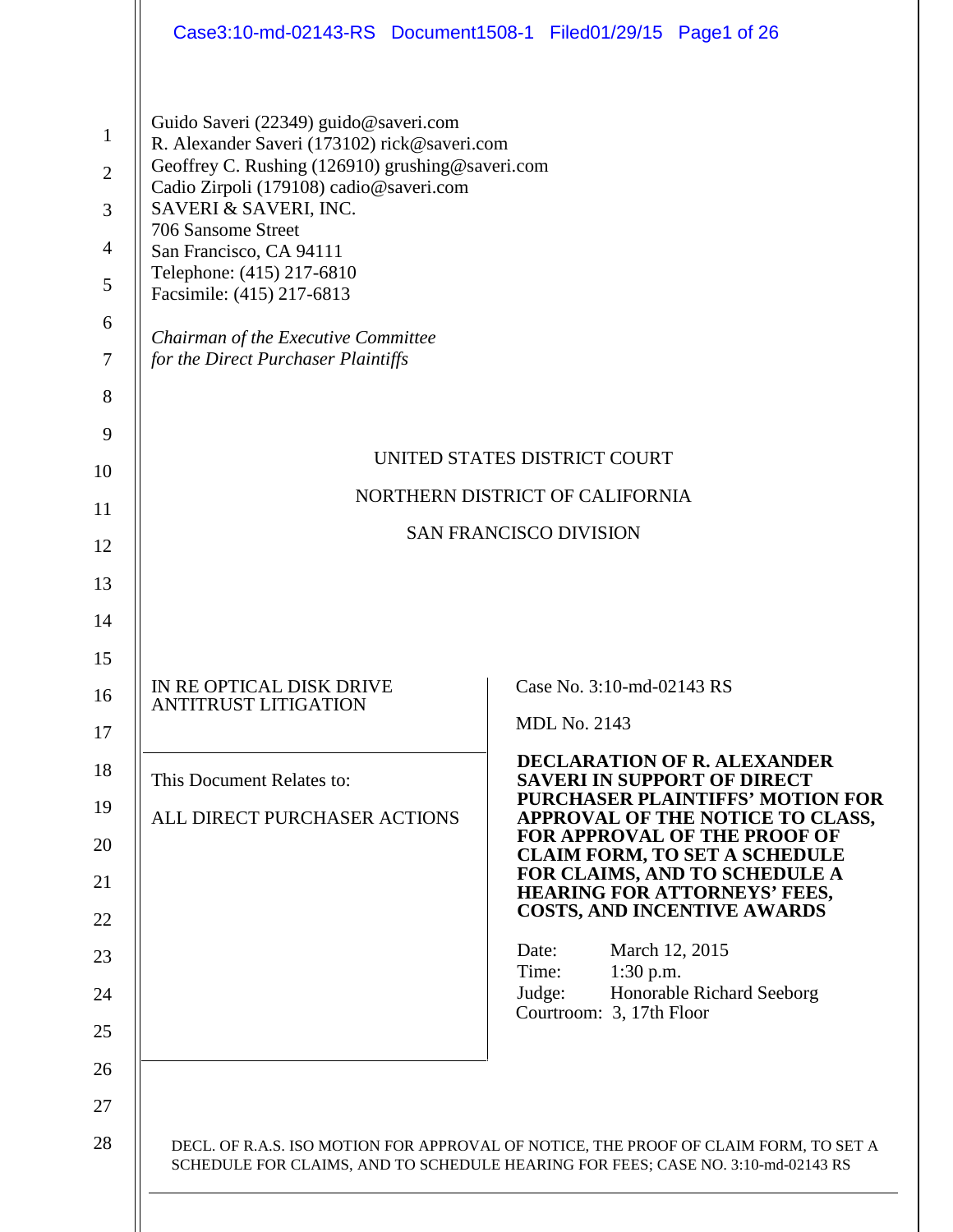Guido Saveri (22349) guido@saveri.com
R. Alexander Saveri (173102) rick@saveri.com
Geoffrey C. Rushing (126910) grushing@saveri.com
Cadio Zirpoli (179108) cadio@saveri.com
SAVERI & SAVERI, INC.
706 Sansome Street
San Francisco, CA 94111
Telephone: (415) 217-6810
Facsimile: (415) 217-6813

*Chairman of the Executive Committee*
*for the Direct Purchaser Plaintiffs*

UNITED STATES DISTRICT COURT

NORTHERN DISTRICT OF CALIFORNIA

SAN FRANCISCO DIVISION

| | |
|---|---|
| IN RE OPTICAL DISK DRIVE ANTITRUST LITIGATION | Case No. 3:10-md-02143 RS<br><br>MDL No. 2143 |
| This Document Relates to:<br><br>ALL DIRECT PURCHASER ACTIONS | **DECLARATION OF R. ALEXANDER SAVERI IN SUPPORT OF DIRECT PURCHASER PLAINTIFFS' MOTION FOR APPROVAL OF THE NOTICE TO CLASS, FOR APPROVAL OF THE PROOF OF CLAIM FORM, TO SET A SCHEDULE FOR CLAIMS, AND TO SCHEDULE A HEARING FOR ATTORNEYS' FEES, COSTS, AND INCENTIVE AWARDS**<br><br>Date: March 12, 2015<br>Time: 1:30 p.m.<br>Judge: Honorable Richard Seeborg<br>Courtroom: 3, 17th Floor |

DECL. OF R.A.S. ISO MOTION FOR APPROVAL OF NOTICE, THE PROOF OF CLAIM FORM, TO SET A SCHEDULE FOR CLAIMS, AND TO SCHEDULE HEARING FOR FEES; CASE NO. 3:10-md-02143 RS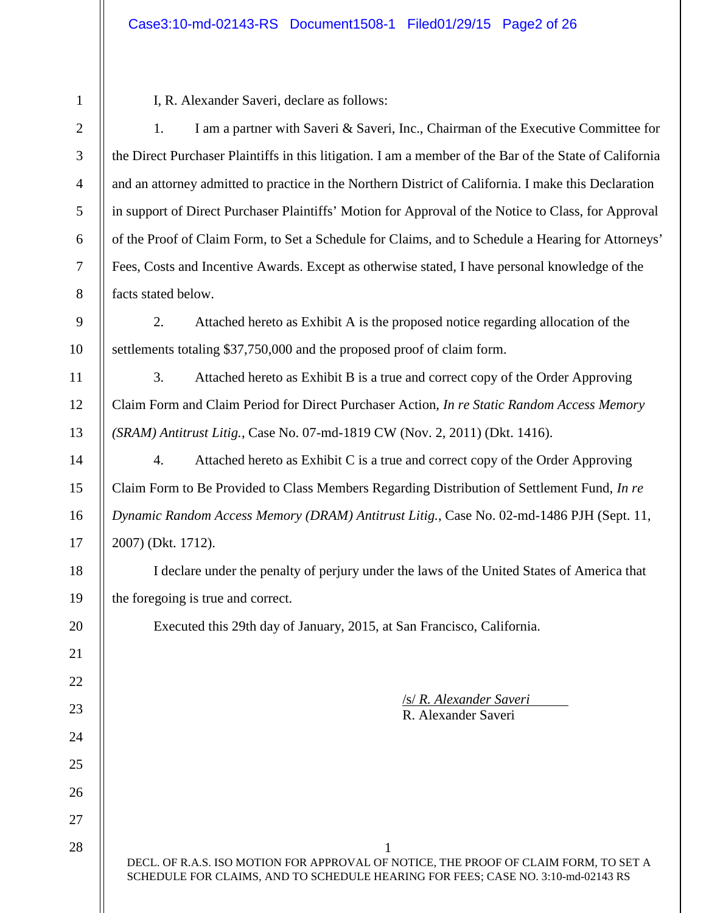I, R. Alexander Saveri, declare as follows:

1. I am a partner with Saveri & Saveri, Inc., Chairman of the Executive Committee for the Direct Purchaser Plaintiffs in this litigation. I am a member of the Bar of the State of California and an attorney admitted to practice in the Northern District of California. I make this Declaration in support of Direct Purchaser Plaintiffs' Motion for Approval of the Notice to Class, for Approval of the Proof of Claim Form, to Set a Schedule for Claims, and to Schedule a Hearing for Attorneys' Fees, Costs and Incentive Awards. Except as otherwise stated, I have personal knowledge of the facts stated below.

2. Attached hereto as Exhibit A is the proposed notice regarding allocation of the settlements totaling $37,750,000 and the proposed proof of claim form.

3. Attached hereto as Exhibit B is a true and correct copy of the Order Approving Claim Form and Claim Period for Direct Purchaser Action, *In re Static Random Access Memory (SRAM) Antitrust Litig.*, Case No. 07-md-1819 CW (Nov. 2, 2011) (Dkt. 1416).

4. Attached hereto as Exhibit C is a true and correct copy of the Order Approving Claim Form to Be Provided to Class Members Regarding Distribution of Settlement Fund, *In re Dynamic Random Access Memory (DRAM) Antitrust Litig.*, Case No. 02-md-1486 PJH (Sept. 11, 2007) (Dkt. 1712).

I declare under the penalty of perjury under the laws of the United States of America that the foregoing is true and correct.

Executed this 29th day of January, 2015, at San Francisco, California.

/s/ *R. Alexander Saveri*
R. Alexander Saveri

DECL. OF R.A.S. ISO MOTION FOR APPROVAL OF NOTICE, THE PROOF OF CLAIM FORM, TO SET A SCHEDULE FOR CLAIMS, AND TO SCHEDULE HEARING FOR FEES; CASE NO. 3:10-md-02143 RS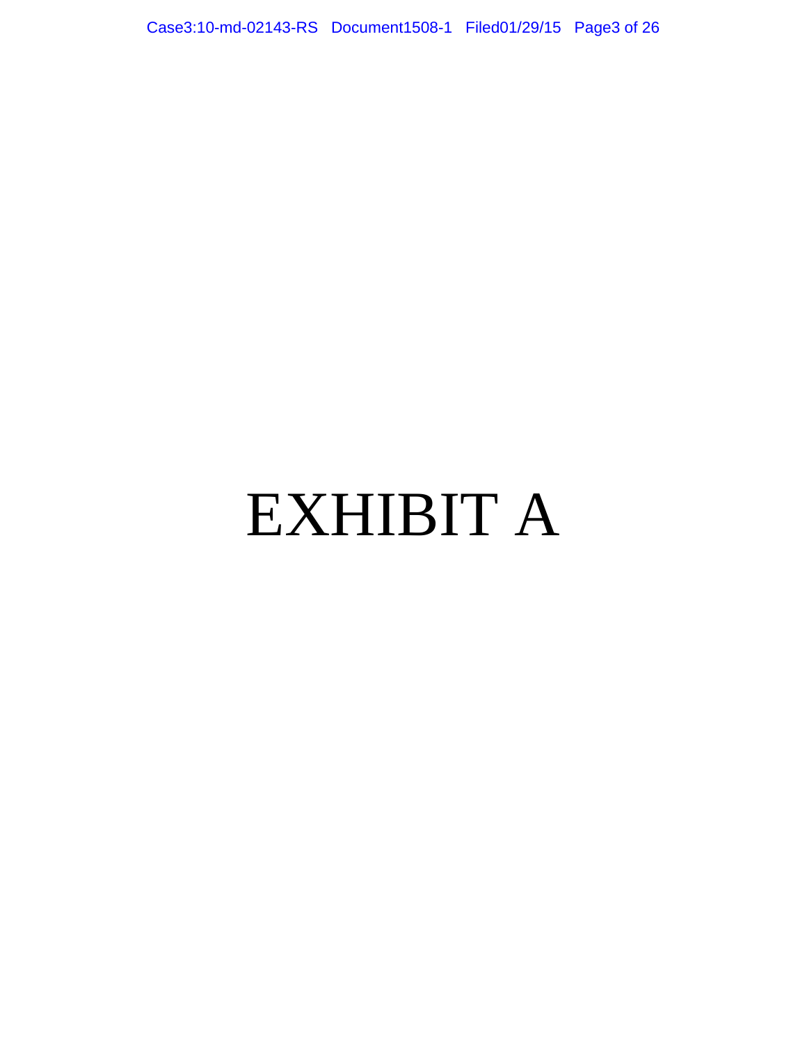# EXHIBIT A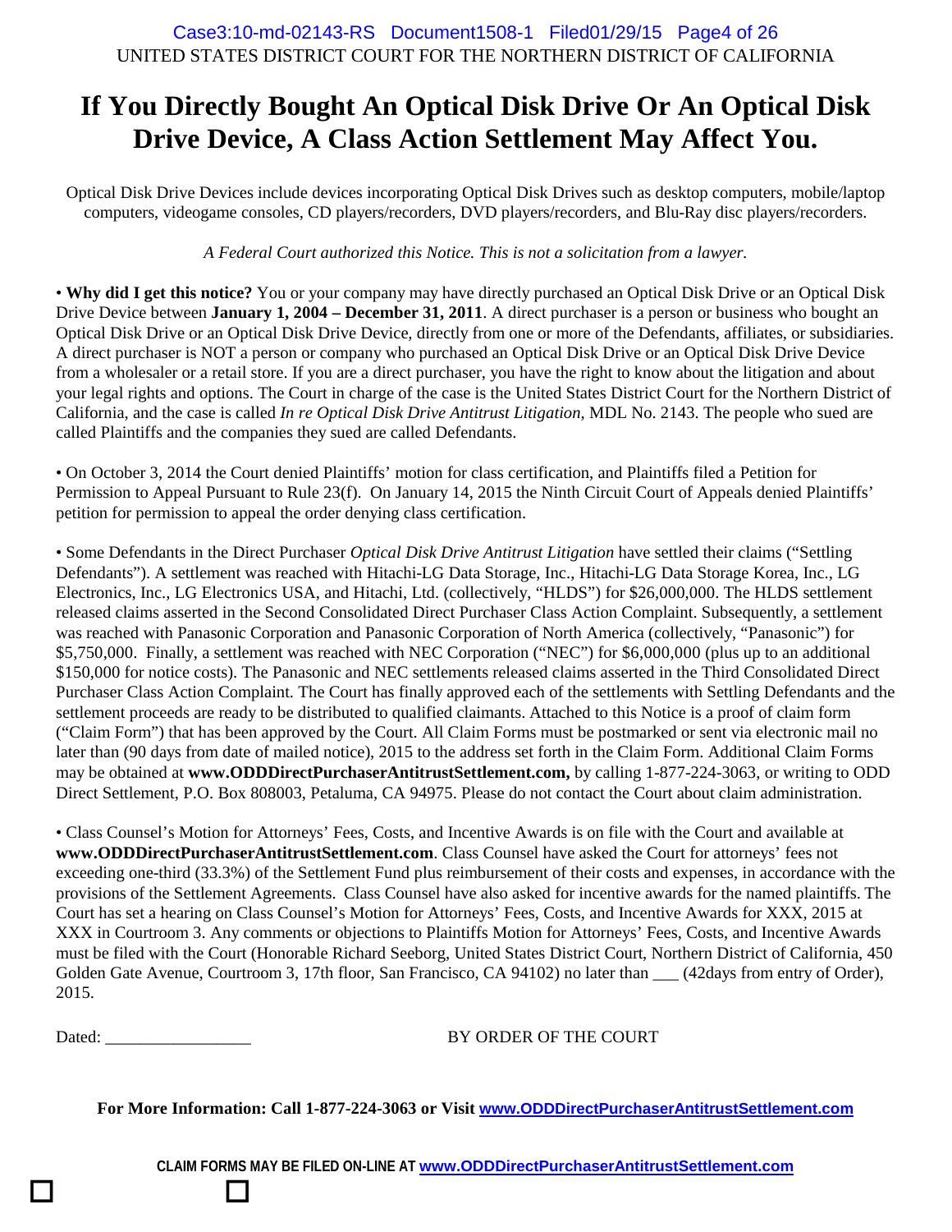UNITED STATES DISTRICT COURT FOR THE NORTHERN DISTRICT OF CALIFORNIA

# If You Directly Bought An Optical Disk Drive Or An Optical Disk Drive Device, A Class Action Settlement May Affect You.

Optical Disk Drive Devices include devices incorporating Optical Disk Drives such as desktop computers, mobile/laptop computers, videogame consoles, CD players/recorders, DVD players/recorders, and Blu-Ray disc players/recorders.

*A Federal Court authorized this Notice. This is not a solicitation from a lawyer.*

• **Why did I get this notice?** You or your company may have directly purchased an Optical Disk Drive or an Optical Disk Drive Device between **January 1, 2004 – December 31, 2011**. A direct purchaser is a person or business who bought an Optical Disk Drive or an Optical Disk Drive Device, directly from one or more of the Defendants, affiliates, or subsidiaries. A direct purchaser is NOT a person or company who purchased an Optical Disk Drive or an Optical Disk Drive Device from a wholesaler or a retail store. If you are a direct purchaser, you have the right to know about the litigation and about your legal rights and options. The Court in charge of the case is the United States District Court for the Northern District of California, and the case is called *In re Optical Disk Drive Antitrust Litigation,* MDL No. 2143. The people who sued are called Plaintiffs and the companies they sued are called Defendants.

• On October 3, 2014 the Court denied Plaintiffs' motion for class certification, and Plaintiffs filed a Petition for Permission to Appeal Pursuant to Rule 23(f). On January 14, 2015 the Ninth Circuit Court of Appeals denied Plaintiffs' petition for permission to appeal the order denying class certification.

• Some Defendants in the Direct Purchaser *Optical Disk Drive Antitrust Litigation* have settled their claims ("Settling Defendants"). A settlement was reached with Hitachi-LG Data Storage, Inc., Hitachi-LG Data Storage Korea, Inc., LG Electronics, Inc., LG Electronics USA, and Hitachi, Ltd. (collectively, "HLDS") for $26,000,000. The HLDS settlement released claims asserted in the Second Consolidated Direct Purchaser Class Action Complaint. Subsequently, a settlement was reached with Panasonic Corporation and Panasonic Corporation of North America (collectively, "Panasonic") for $5,750,000. Finally, a settlement was reached with NEC Corporation ("NEC") for $6,000,000 (plus up to an additional $150,000 for notice costs). The Panasonic and NEC settlements released claims asserted in the Third Consolidated Direct Purchaser Class Action Complaint. The Court has finally approved each of the settlements with Settling Defendants and the settlement proceeds are ready to be distributed to qualified claimants. Attached to this Notice is a proof of claim form ("Claim Form") that has been approved by the Court. All Claim Forms must be postmarked or sent via electronic mail no later than (90 days from date of mailed notice), 2015 to the address set forth in the Claim Form. Additional Claim Forms may be obtained at **www.ODDDirectPurchaserAntitrustSettlement.com,** by calling 1-877-224-3063, or writing to ODD Direct Settlement, P.O. Box 808003, Petaluma, CA 94975. Please do not contact the Court about claim administration.

• Class Counsel's Motion for Attorneys' Fees, Costs, and Incentive Awards is on file with the Court and available at **www.ODDDirectPurchaserAntitrustSettlement.com**. Class Counsel have asked the Court for attorneys' fees not exceeding one-third (33.3%) of the Settlement Fund plus reimbursement of their costs and expenses, in accordance with the provisions of the Settlement Agreements. Class Counsel have also asked for incentive awards for the named plaintiffs. The Court has set a hearing on Class Counsel's Motion for Attorneys' Fees, Costs, and Incentive Awards for XXX, 2015 at XXX in Courtroom 3. Any comments or objections to Plaintiffs Motion for Attorneys' Fees, Costs, and Incentive Awards must be filed with the Court (Honorable Richard Seeborg, United States District Court, Northern District of California, 450 Golden Gate Avenue, Courtroom 3, 17th floor, San Francisco, CA 94102) no later than ___ (42days from entry of Order), 2015.

Dated: _________________ BY ORDER OF THE COURT

**For More Information: Call 1-877-224-3063 or Visit www.ODDDirectPurchaserAntitrustSettlement.com**

**CLAIM FORMS MAY BE FILED ON-LINE AT www.ODDDirectPurchaserAntitrustSettlement.com**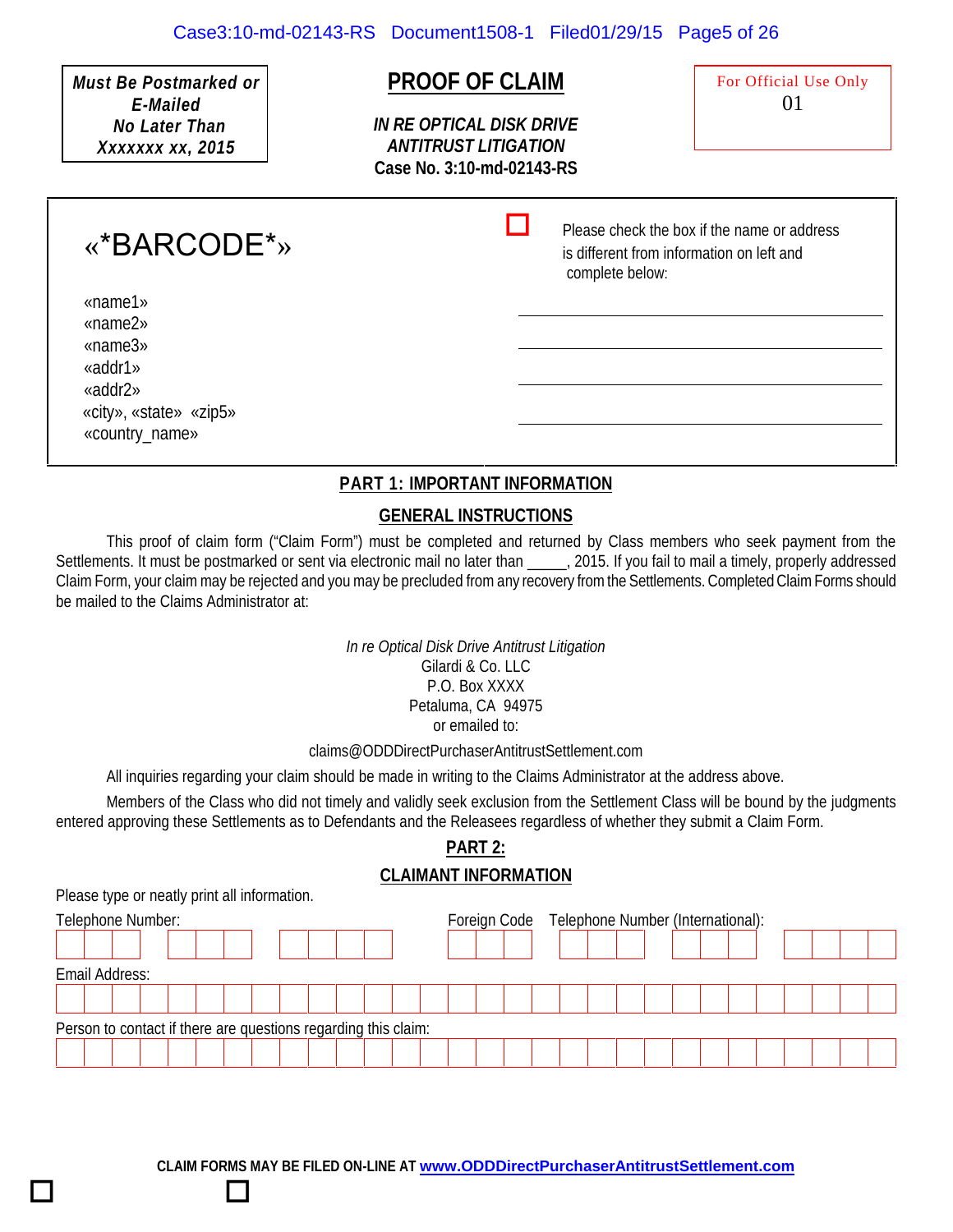**Must Be Postmarked or E-Mailed No Later Than Xxxxxxx xx, 2015**

# PROOF OF CLAIM

***IN RE OPTICAL DISK DRIVE ANTITRUST LITIGATION***

**Case No. 3:10-md-02143-RS**

For Official Use Only
01

«*BARCODE*»

«name1»
«name2»
«name3»
«addr1»
«addr2»
«city», «state» «zip5»
«country_name»

☐ Please check the box if the name or address is different from information on left and complete below:

\_\_\_\_\_\_\_\_\_\_\_\_\_\_\_\_\_\_\_\_\_\_\_\_\_\_\_\_\_\_\_\_\_\_\_\_\_\_

\_\_\_\_\_\_\_\_\_\_\_\_\_\_\_\_\_\_\_\_\_\_\_\_\_\_\_\_\_\_\_\_\_\_\_\_\_\_

\_\_\_\_\_\_\_\_\_\_\_\_\_\_\_\_\_\_\_\_\_\_\_\_\_\_\_\_\_\_\_\_\_\_\_\_\_\_

\_\_\_\_\_\_\_\_\_\_\_\_\_\_\_\_\_\_\_\_\_\_\_\_\_\_\_\_\_\_\_\_\_\_\_\_\_\_

## PART 1: IMPORTANT INFORMATION

### GENERAL INSTRUCTIONS

This proof of claim form ("Claim Form") must be completed and returned by Class members who seek payment from the Settlements. It must be postmarked or sent via electronic mail no later than _____, 2015. If you fail to mail a timely, properly addressed Claim Form, your claim may be rejected and you may be precluded from any recovery from the Settlements. Completed Claim Forms should be mailed to the Claims Administrator at:

*In re Optical Disk Drive Antitrust Litigation*
Gilardi & Co. LLC
P.O. Box XXXX
Petaluma, CA 94975
or emailed to:

claims@ODDDirectPurchaserAntitrustSettlement.com

All inquiries regarding your claim should be made in writing to the Claims Administrator at the address above.

Members of the Class who did not timely and validly seek exclusion from the Settlement Class will be bound by the judgments entered approving these Settlements as to Defendants and the Releasees regardless of whether they submit a Claim Form.

## PART 2:

### CLAIMANT INFORMATION

Please type or neatly print all information.

Telephone Number: ☐☐☐ ☐☐☐ ☐☐☐☐ Foreign Code ☐☐☐ Telephone Number (International): ☐☐☐ ☐☐☐ ☐☐☐☐

Email Address: ☐☐☐☐☐☐☐☐☐☐☐☐☐☐☐☐☐☐☐☐☐☐☐☐☐☐☐☐☐☐

Person to contact if there are questions regarding this claim: ☐☐☐☐☐☐☐☐☐☐☐☐☐☐☐☐☐☐☐☐☐☐☐☐☐☐☐☐☐☐

**CLAIM FORMS MAY BE FILED ON-LINE AT www.ODDDirectPurchaserAntitrustSettlement.com**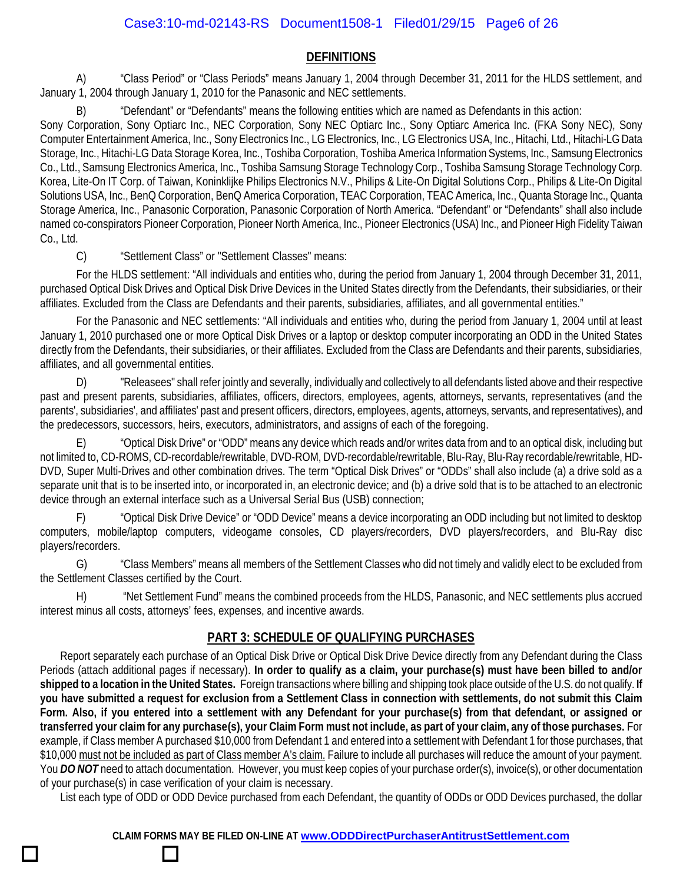## DEFINITIONS

A) "Class Period" or "Class Periods" means January 1, 2004 through December 31, 2011 for the HLDS settlement, and January 1, 2004 through January 1, 2010 for the Panasonic and NEC settlements.

B) "Defendant" or "Defendants" means the following entities which are named as Defendants in this action: Sony Corporation, Sony Optiarc Inc., NEC Corporation, Sony NEC Optiarc Inc., Sony Optiarc America Inc. (FKA Sony NEC), Sony Computer Entertainment America, Inc., Sony Electronics Inc., LG Electronics, Inc., LG Electronics USA, Inc., Hitachi, Ltd., Hitachi-LG Data Storage, Inc., Hitachi-LG Data Storage Korea, Inc., Toshiba Corporation, Toshiba America Information Systems, Inc., Samsung Electronics Co., Ltd., Samsung Electronics America, Inc., Toshiba Samsung Storage Technology Corp., Toshiba Samsung Storage Technology Corp. Korea, Lite-On IT Corp. of Taiwan, Koninklijke Philips Electronics N.V., Philips & Lite-On Digital Solutions Corp., Philips & Lite-On Digital Solutions USA, Inc., BenQ Corporation, BenQ America Corporation, TEAC Corporation, TEAC America, Inc., Quanta Storage Inc., Quanta Storage America, Inc., Panasonic Corporation, Panasonic Corporation of North America. "Defendant" or "Defendants" shall also include named co-conspirators Pioneer Corporation, Pioneer North America, Inc., Pioneer Electronics (USA) Inc., and Pioneer High Fidelity Taiwan Co., Ltd.

C) "Settlement Class" or "Settlement Classes" means:

For the HLDS settlement: "All individuals and entities who, during the period from January 1, 2004 through December 31, 2011, purchased Optical Disk Drives and Optical Disk Drive Devices in the United States directly from the Defendants, their subsidiaries, or their affiliates. Excluded from the Class are Defendants and their parents, subsidiaries, affiliates, and all governmental entities."

For the Panasonic and NEC settlements: "All individuals and entities who, during the period from January 1, 2004 until at least January 1, 2010 purchased one or more Optical Disk Drives or a laptop or desktop computer incorporating an ODD in the United States directly from the Defendants, their subsidiaries, or their affiliates. Excluded from the Class are Defendants and their parents, subsidiaries, affiliates, and all governmental entities.

D) "Releasees" shall refer jointly and severally, individually and collectively to all defendants listed above and their respective past and present parents, subsidiaries, affiliates, officers, directors, employees, agents, attorneys, servants, representatives (and the parents', subsidiaries', and affiliates' past and present officers, directors, employees, agents, attorneys, servants, and representatives), and the predecessors, successors, heirs, executors, administrators, and assigns of each of the foregoing.

E) "Optical Disk Drive" or "ODD" means any device which reads and/or writes data from and to an optical disk, including but not limited to, CD-ROMS, CD-recordable/rewritable, DVD-ROM, DVD-recordable/rewritable, Blu-Ray, Blu-Ray recordable/rewritable, HD-DVD, Super Multi-Drives and other combination drives. The term "Optical Disk Drives" or "ODDs" shall also include (a) a drive sold as a separate unit that is to be inserted into, or incorporated in, an electronic device; and (b) a drive sold that is to be attached to an electronic device through an external interface such as a Universal Serial Bus (USB) connection;

F) "Optical Disk Drive Device" or "ODD Device" means a device incorporating an ODD including but not limited to desktop computers, mobile/laptop computers, videogame consoles, CD players/recorders, DVD players/recorders, and Blu-Ray disc players/recorders.

G) "Class Members" means all members of the Settlement Classes who did not timely and validly elect to be excluded from the Settlement Classes certified by the Court.

H) "Net Settlement Fund" means the combined proceeds from the HLDS, Panasonic, and NEC settlements plus accrued interest minus all costs, attorneys' fees, expenses, and incentive awards.

## PART 3: SCHEDULE OF QUALIFYING PURCHASES

Report separately each purchase of an Optical Disk Drive or Optical Disk Drive Device directly from any Defendant during the Class Periods (attach additional pages if necessary). **In order to qualify as a claim, your purchase(s) must have been billed to and/or shipped to a location in the United States.** Foreign transactions where billing and shipping took place outside of the U.S. do not qualify. **If you have submitted a request for exclusion from a Settlement Class in connection with settlements, do not submit this Claim Form. Also, if you entered into a settlement with any Defendant for your purchase(s) from that defendant, or assigned or transferred your claim for any purchase(s), your Claim Form must not include, as part of your claim, any of those purchases.** For example, if Class member A purchased $10,000 from Defendant 1 and entered into a settlement with Defendant 1 for those purchases, that $10,000 <u>must not be included as part of Class member A's claim.</u> Failure to include all purchases will reduce the amount of your payment. You ***DO NOT*** need to attach documentation. However, you must keep copies of your purchase order(s), invoice(s), or other documentation of your purchase(s) in case verification of your claim is necessary.

List each type of ODD or ODD Device purchased from each Defendant, the quantity of ODDs or ODD Devices purchased, the dollar

**CLAIM FORMS MAY BE FILED ON-LINE AT www.ODDDirectPurchaserAntitrustSettlement.com**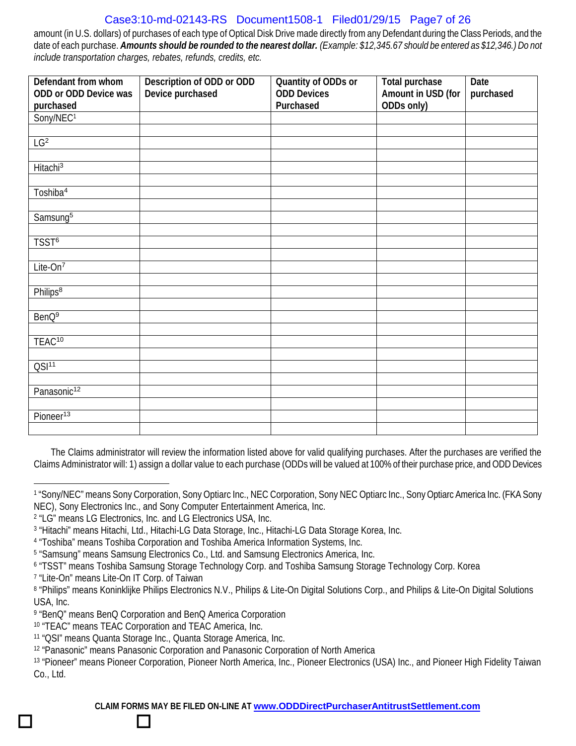amount (in U.S. dollars) of purchases of each type of Optical Disk Drive made directly from any Defendant during the Class Periods, and the date of each purchase. ***Amounts should be rounded to the nearest dollar.*** *(Example: $12,345.67 should be entered as $12,346.) Do not include transportation charges, rebates, refunds, credits, etc.*

| Defendant from whom ODD or ODD Device was purchased | Description of ODD or ODD Device purchased | Quantity of ODDs or ODD Devices Purchased | Total purchase Amount in USD (for ODDs only) | Date purchased |
|---|---|---|---|---|
| Sony/NEC[1] | | | | |
| | | | | |
| LG[2] | | | | |
| | | | | |
| Hitachi[3] | | | | |
| | | | | |
| Toshiba[4] | | | | |
| | | | | |
| Samsung[5] | | | | |
| | | | | |
| TSST[6] | | | | |
| | | | | |
| Lite-On[7] | | | | |
| | | | | |
| Philips[8] | | | | |
| | | | | |
| BenQ[9] | | | | |
| | | | | |
| TEAC[10] | | | | |
| | | | | |
| QSI[11] | | | | |
| | | | | |
| Panasonic[12] | | | | |
| | | | | |
| Pioneer[13] | | | | |
| | | | | |

The Claims administrator will review the information listed above for valid qualifying purchases. After the purchases are verified the Claims Administrator will: 1) assign a dollar value to each purchase (ODDs will be valued at 100% of their purchase price, and ODD Devices

---

[1] "Sony/NEC" means Sony Corporation, Sony Optiarc Inc., NEC Corporation, Sony NEC Optiarc Inc., Sony Optiarc America Inc. (FKA Sony NEC), Sony Electronics Inc., and Sony Computer Entertainment America, Inc.

[2] "LG" means LG Electronics, Inc. and LG Electronics USA, Inc.

[3] "Hitachi" means Hitachi, Ltd., Hitachi-LG Data Storage, Inc., Hitachi-LG Data Storage Korea, Inc.

[4] "Toshiba" means Toshiba Corporation and Toshiba America Information Systems, Inc.

[5] "Samsung" means Samsung Electronics Co., Ltd. and Samsung Electronics America, Inc.

[6] "TSST" means Toshiba Samsung Storage Technology Corp. and Toshiba Samsung Storage Technology Corp. Korea

[7] "Lite-On" means Lite-On IT Corp. of Taiwan

[8] "Philips" means Koninklijke Philips Electronics N.V., Philips & Lite-On Digital Solutions Corp., and Philips & Lite-On Digital Solutions USA, Inc.

[9] "BenQ" means BenQ Corporation and BenQ America Corporation

[10] "TEAC" means TEAC Corporation and TEAC America, Inc.

[11] "QSI" means Quanta Storage Inc., Quanta Storage America, Inc.

[12] "Panasonic" means Panasonic Corporation and Panasonic Corporation of North America

[13] "Pioneer" means Pioneer Corporation, Pioneer North America, Inc., Pioneer Electronics (USA) Inc., and Pioneer High Fidelity Taiwan Co., Ltd.

**CLAIM FORMS MAY BE FILED ON-LINE AT www.ODDDirectPurchaserAntitrustSettlement.com**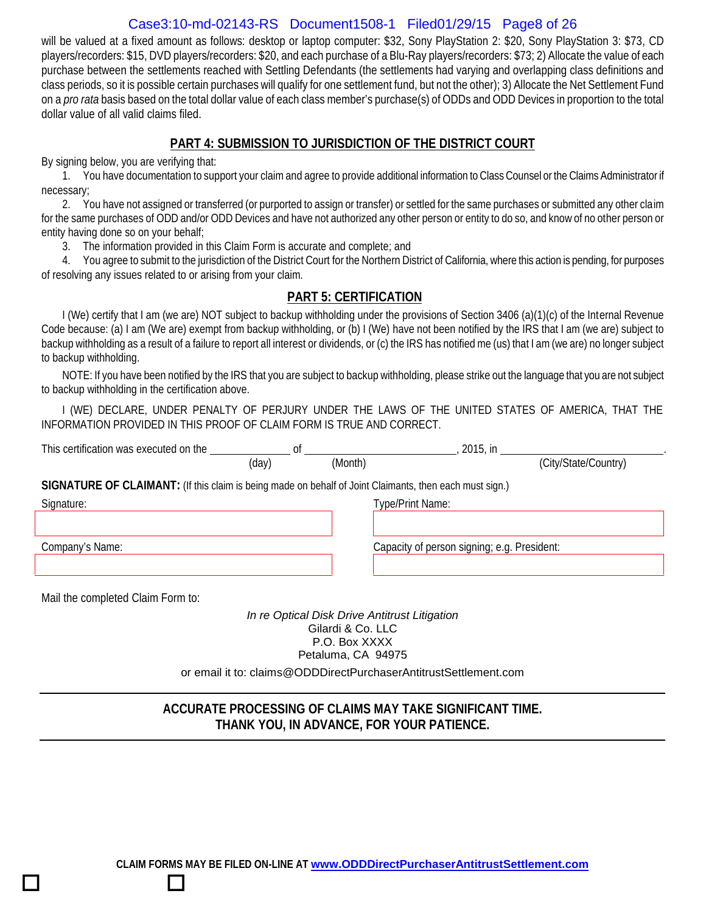will be valued at a fixed amount as follows: desktop or laptop computer: $32, Sony PlayStation 2: $20, Sony PlayStation 3: $73, CD players/recorders: $15, DVD players/recorders: $20, and each purchase of a Blu-Ray players/recorders: $73; 2) Allocate the value of each purchase between the settlements reached with Settling Defendants (the settlements had varying and overlapping class definitions and class periods, so it is possible certain purchases will qualify for one settlement fund, but not the other); 3) Allocate the Net Settlement Fund on a *pro rata* basis based on the total dollar value of each class member's purchase(s) of ODDs and ODD Devices in proportion to the total dollar value of all valid claims filed.

## PART 4: SUBMISSION TO JURISDICTION OF THE DISTRICT COURT

By signing below, you are verifying that:

1. You have documentation to support your claim and agree to provide additional information to Class Counsel or the Claims Administrator if necessary;
2. You have not assigned or transferred (or purported to assign or transfer) or settled for the same purchases or submitted any other claim for the same purchases of ODD and/or ODD Devices and have not authorized any other person or entity to do so, and know of no other person or entity having done so on your behalf;
3. The information provided in this Claim Form is accurate and complete; and
4. You agree to submit to the jurisdiction of the District Court for the Northern District of California, where this action is pending, for purposes of resolving any issues related to or arising from your claim.

## PART 5: CERTIFICATION

I (We) certify that I am (we are) NOT subject to backup withholding under the provisions of Section 3406 (a)(1)(c) of the Internal Revenue Code because: (a) I am (We are) exempt from backup withholding, or (b) I (We) have not been notified by the IRS that I am (we are) subject to backup withholding as a result of a failure to report all interest or dividends, or (c) the IRS has notified me (us) that I am (we are) no longer subject to backup withholding.

NOTE: If you have been notified by the IRS that you are subject to backup withholding, please strike out the language that you are not subject to backup withholding in the certification above.

I (WE) DECLARE, UNDER PENALTY OF PERJURY UNDER THE LAWS OF THE UNITED STATES OF AMERICA, THAT THE INFORMATION PROVIDED IN THIS PROOF OF CLAIM FORM IS TRUE AND CORRECT.

This certification was executed on the ____________ of ______________________, 2015, in ______________________.
(day) (Month) (City/State/Country)

**SIGNATURE OF CLAIMANT:** (If this claim is being made on behalf of Joint Claimants, then each must sign.)

Signature: ______________________ Type/Print Name: ______________________

Company's Name: ______________________ Capacity of person signing; e.g. President: ______________________

Mail the completed Claim Form to:

*In re Optical Disk Drive Antitrust Litigation*
Gilardi & Co. LLC
P.O. Box XXXX
Petaluma, CA 94975

or email it to: claims@ODDDirectPurchaserAntitrustSettlement.com

**ACCURATE PROCESSING OF CLAIMS MAY TAKE SIGNIFICANT TIME.**
**THANK YOU, IN ADVANCE, FOR YOUR PATIENCE.**

**CLAIM FORMS MAY BE FILED ON-LINE AT www.ODDDirectPurchaserAntitrustSettlement.com**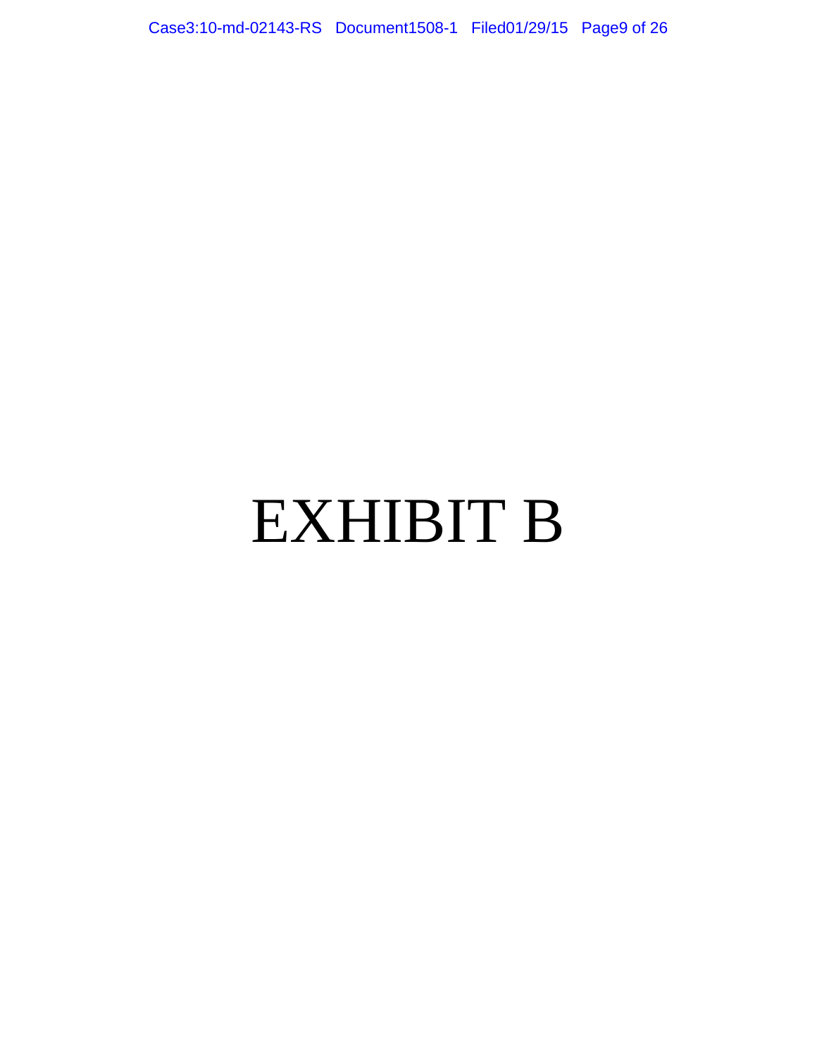# EXHIBIT B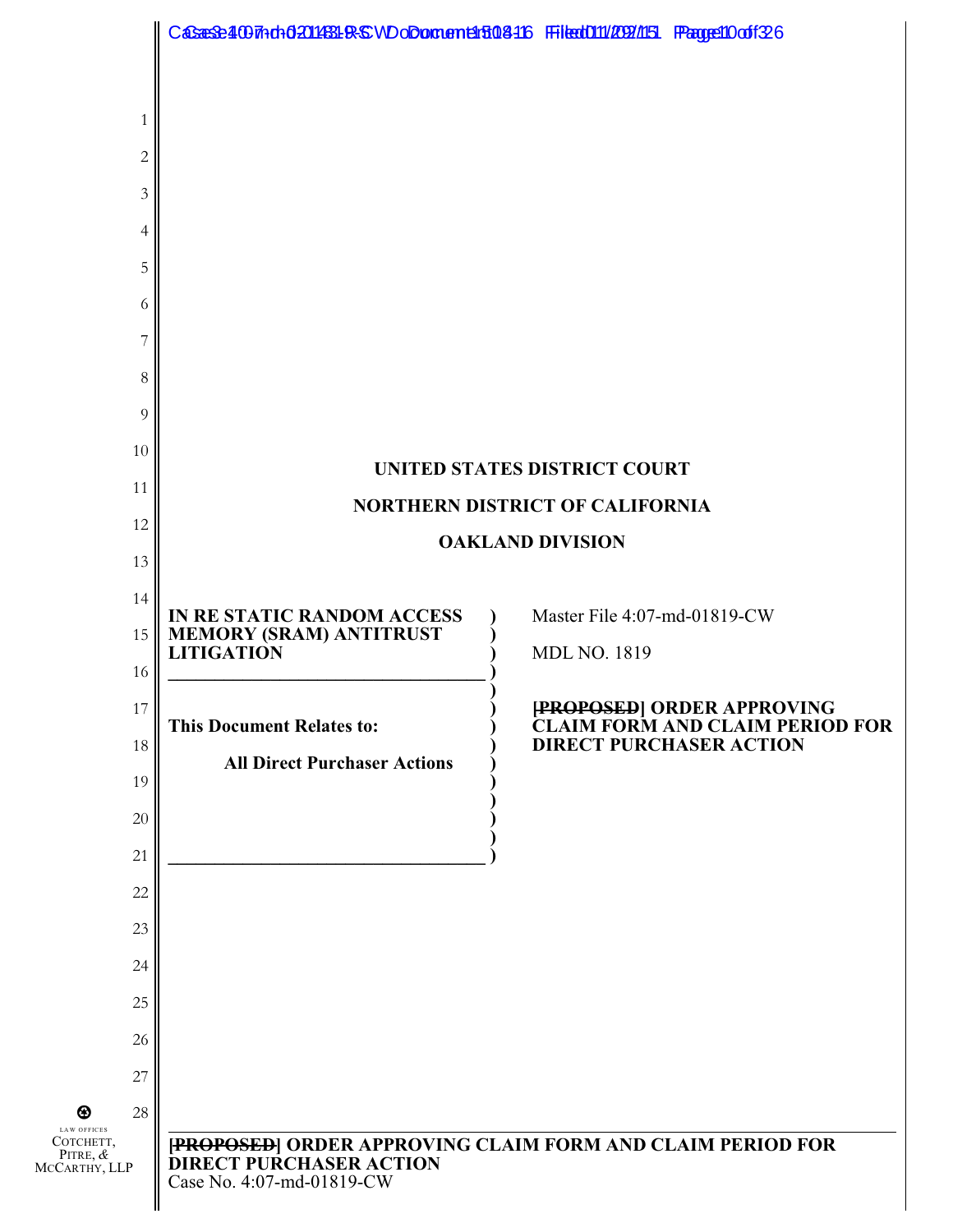**UNITED STATES DISTRICT COURT**

**NORTHERN DISTRICT OF CALIFORNIA**

**OAKLAND DIVISION**

| | |
|---|---|
| **IN RE STATIC RANDOM ACCESS MEMORY (SRAM) ANTITRUST LITIGATION** | Master File 4:07-md-01819-CW |
| | MDL NO. 1819 |
| **This Document Relates to:** | **~~[PROPOSED]~~ ORDER APPROVING CLAIM FORM AND CLAIM PERIOD FOR DIRECT PURCHASER ACTION** |
| **All Direct Purchaser Actions** | |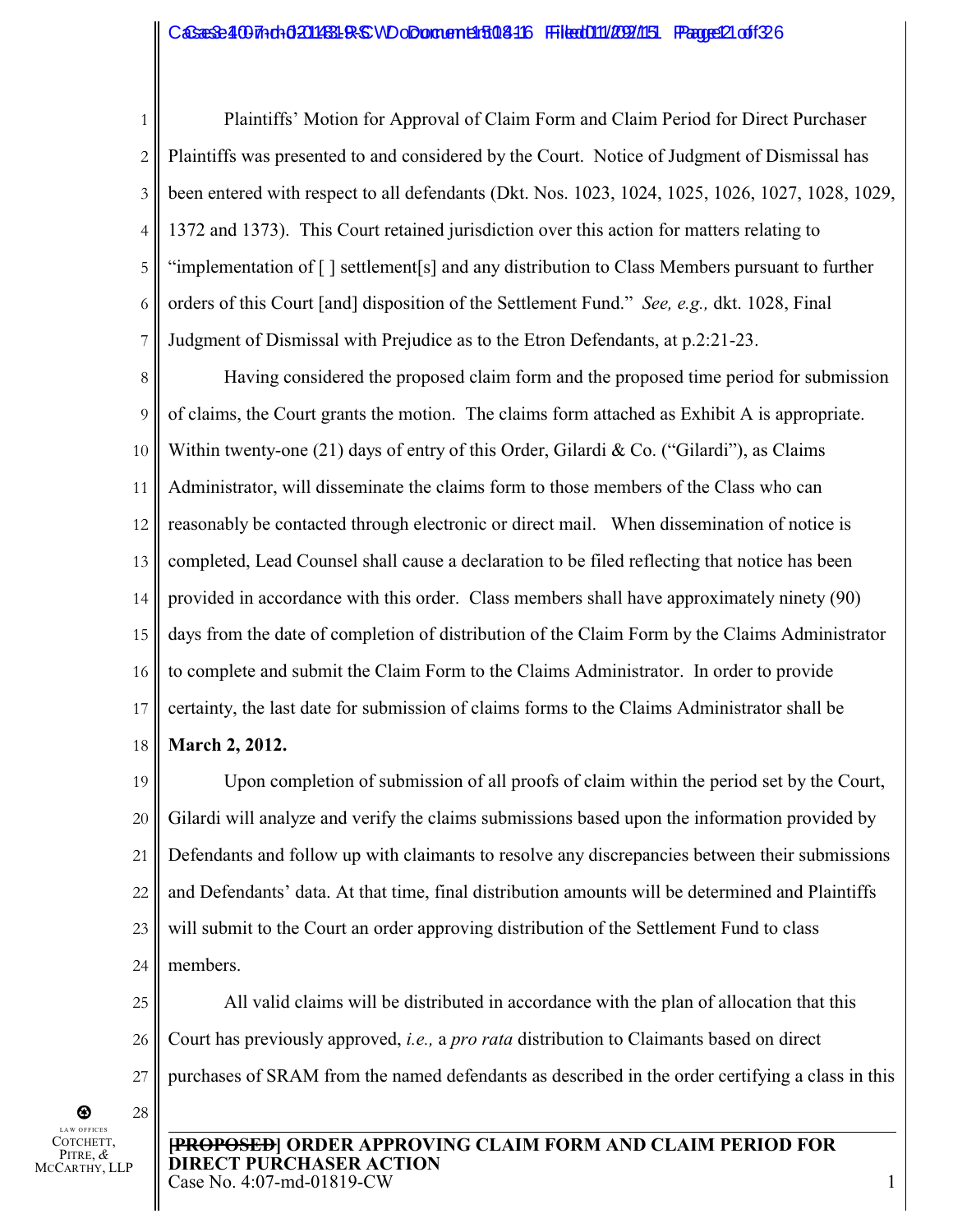Plaintiffs' Motion for Approval of Claim Form and Claim Period for Direct Purchaser Plaintiffs was presented to and considered by the Court. Notice of Judgment of Dismissal has been entered with respect to all defendants (Dkt. Nos. 1023, 1024, 1025, 1026, 1027, 1028, 1029, 1372 and 1373). This Court retained jurisdiction over this action for matters relating to "implementation of [ ] settlement[s] and any distribution to Class Members pursuant to further orders of this Court [and] disposition of the Settlement Fund." *See, e.g.,* dkt. 1028, Final Judgment of Dismissal with Prejudice as to the Etron Defendants, at p.2:21-23.

Having considered the proposed claim form and the proposed time period for submission of claims, the Court grants the motion. The claims form attached as Exhibit A is appropriate. Within twenty-one (21) days of entry of this Order, Gilardi & Co. ("Gilardi"), as Claims Administrator, will disseminate the claims form to those members of the Class who can reasonably be contacted through electronic or direct mail. When dissemination of notice is completed, Lead Counsel shall cause a declaration to be filed reflecting that notice has been provided in accordance with this order. Class members shall have approximately ninety (90) days from the date of completion of distribution of the Claim Form by the Claims Administrator to complete and submit the Claim Form to the Claims Administrator. In order to provide certainty, the last date for submission of claims forms to the Claims Administrator shall be **March 2, 2012.**

Upon completion of submission of all proofs of claim within the period set by the Court, Gilardi will analyze and verify the claims submissions based upon the information provided by Defendants and follow up with claimants to resolve any discrepancies between their submissions and Defendants' data. At that time, final distribution amounts will be determined and Plaintiffs will submit to the Court an order approving distribution of the Settlement Fund to class members.

All valid claims will be distributed in accordance with the plan of allocation that this Court has previously approved, *i.e.,* a *pro rata* distribution to Claimants based on direct purchases of SRAM from the named defendants as described in the order certifying a class in this

**~~[PROPOSED]~~ ORDER APPROVING CLAIM FORM AND CLAIM PERIOD FOR DIRECT PURCHASER ACTION**
Case No. 4:07-md-01819-CW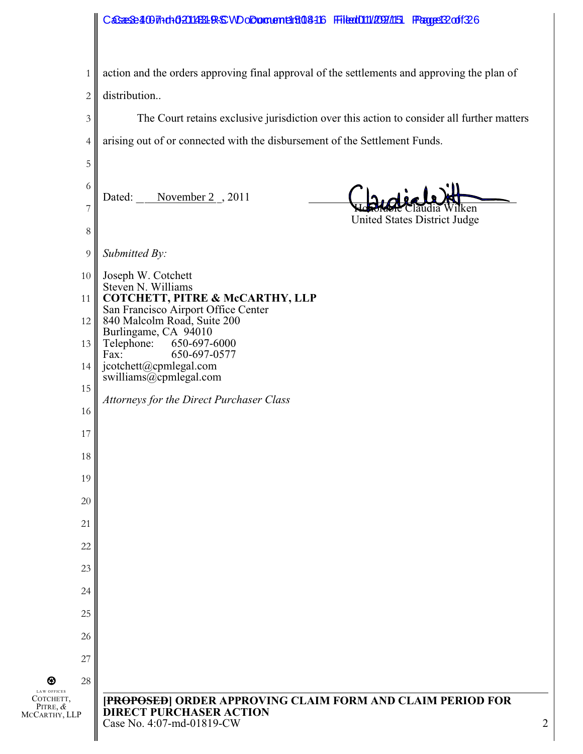action and the orders approving final approval of the settlements and approving the plan of distribution..

The Court retains exclusive jurisdiction over this action to consider all further matters arising out of or connected with the disbursement of the Settlement Funds.

Dated: ___November 2_, 2011

Honorable Claudia Wilken
United States District Judge

*Submitted By:*

Joseph W. Cotchett
Steven N. Williams
**COTCHETT, PITRE & McCARTHY, LLP**
San Francisco Airport Office Center
840 Malcolm Road, Suite 200
Burlingame, CA 94010
Telephone: 650-697-6000
Fax: 650-697-0577
jcotchett@cpmlegal.com
swilliams@cpmlegal.com

*Attorneys for the Direct Purchaser Class*

**[~~PROPOSED~~] ORDER APPROVING CLAIM FORM AND CLAIM PERIOD FOR DIRECT PURCHASER ACTION**
Case No. 4:07-md-01819-CW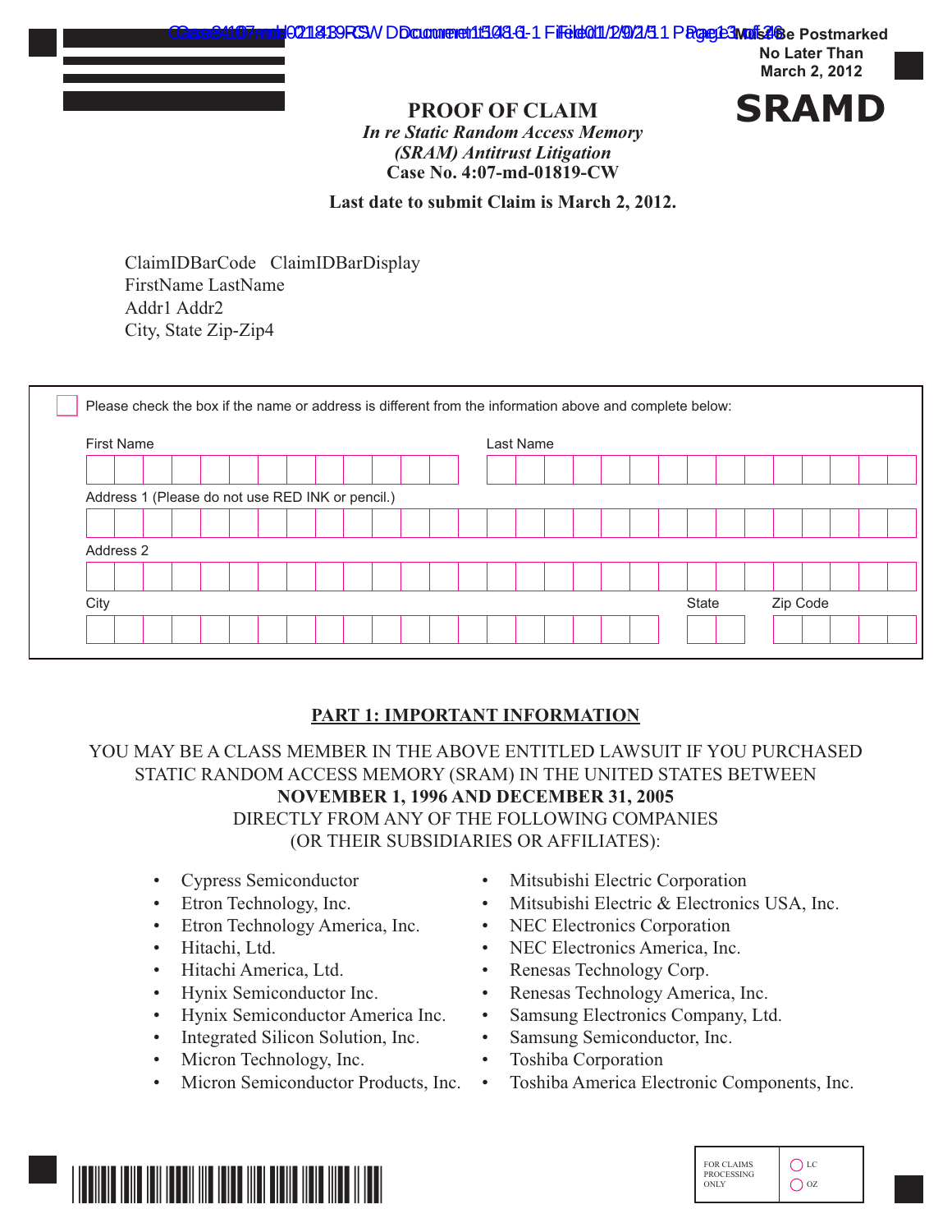Must Be Postmarked
No Later Than
March 2, 2012

**SRAMD**

# PROOF OF CLAIM

*In re Static Random Access Memory (SRAM) Antitrust Litigation*

**Case No. 4:07-md-01819-CW**

**Last date to submit Claim is March 2, 2012.**

ClaimIDBarCode ClaimIDBarDisplay
FirstName LastName
Addr1 Addr2
City, State Zip-Zip4

☐ Please check the box if the name or address is different from the information above and complete below:

First Name | Last Name

Address 1 (Please do not use RED INK or pencil.)

Address 2

City | State | Zip Code

## PART 1: IMPORTANT INFORMATION

YOU MAY BE A CLASS MEMBER IN THE ABOVE ENTITLED LAWSUIT IF YOU PURCHASED STATIC RANDOM ACCESS MEMORY (SRAM) IN THE UNITED STATES BETWEEN **NOVEMBER 1, 1996 AND DECEMBER 31, 2005** DIRECTLY FROM ANY OF THE FOLLOWING COMPANIES (OR THEIR SUBSIDIARIES OR AFFILIATES):

- Cypress Semiconductor
- Etron Technology, Inc.
- Etron Technology America, Inc.
- Hitachi, Ltd.
- Hitachi America, Ltd.
- Hynix Semiconductor Inc.
- Hynix Semiconductor America Inc.
- Integrated Silicon Solution, Inc.
- Micron Technology, Inc.
- Micron Semiconductor Products, Inc.
- Mitsubishi Electric Corporation
- Mitsubishi Electric & Electronics USA, Inc.
- NEC Electronics Corporation
- NEC Electronics America, Inc.
- Renesas Technology Corp.
- Renesas Technology America, Inc.
- Samsung Electronics Company, Ltd.
- Samsung Semiconductor, Inc.
- Toshiba Corporation
- Toshiba America Electronic Components, Inc.

FOR CLAIMS PROCESSING ONLY | ○ LC | ○ OZ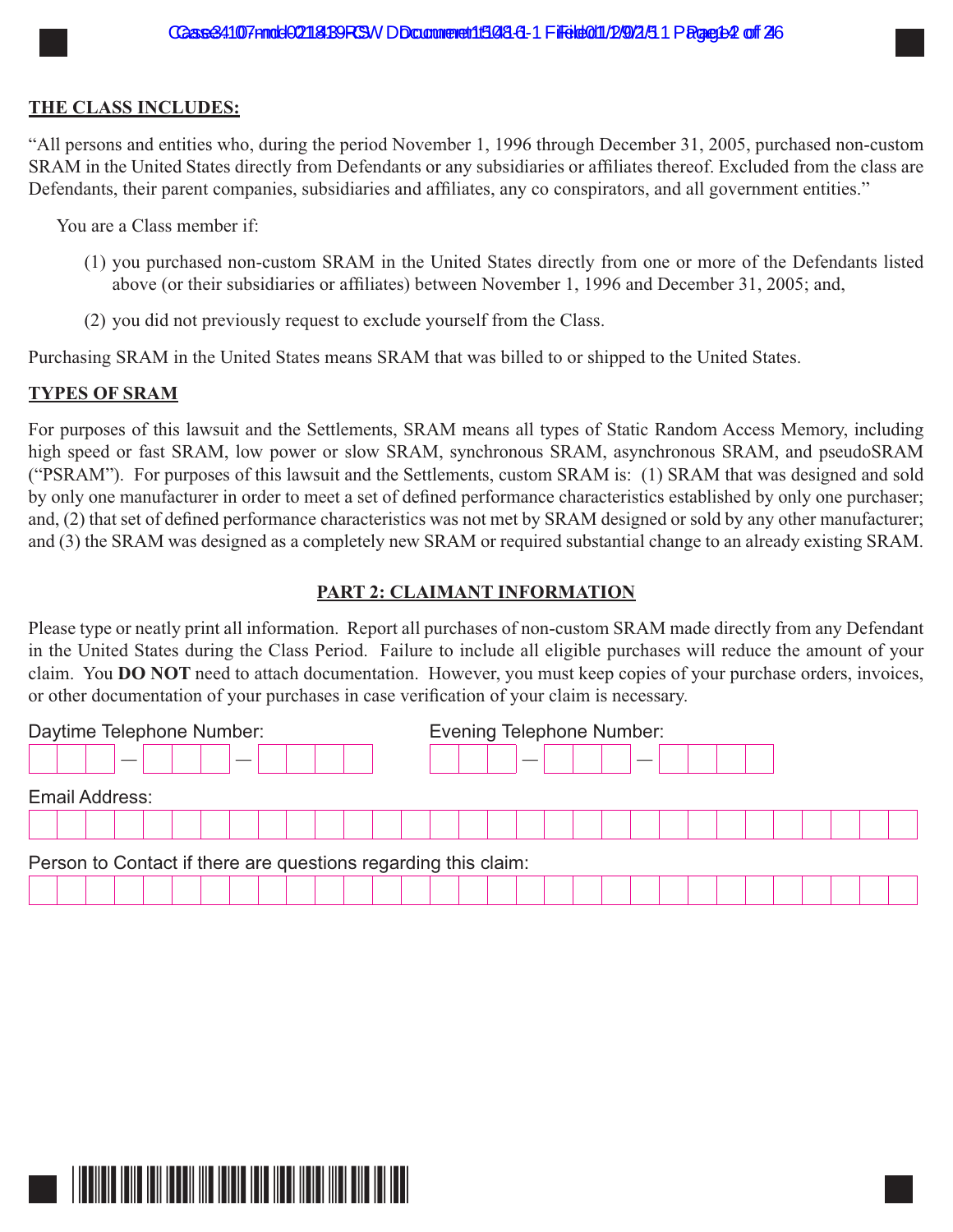**THE CLASS INCLUDES:**

"All persons and entities who, during the period November 1, 1996 through December 31, 2005, purchased non-custom SRAM in the United States directly from Defendants or any subsidiaries or affiliates thereof. Excluded from the class are Defendants, their parent companies, subsidiaries and affiliates, any co conspirators, and all government entities."

You are a Class member if:

(1) you purchased non-custom SRAM in the United States directly from one or more of the Defendants listed above (or their subsidiaries or affiliates) between November 1, 1996 and December 31, 2005; and,

(2) you did not previously request to exclude yourself from the Class.

Purchasing SRAM in the United States means SRAM that was billed to or shipped to the United States.

**TYPES OF SRAM**

For purposes of this lawsuit and the Settlements, SRAM means all types of Static Random Access Memory, including high speed or fast SRAM, low power or slow SRAM, synchronous SRAM, asynchronous SRAM, and pseudoSRAM ("PSRAM"). For purposes of this lawsuit and the Settlements, custom SRAM is: (1) SRAM that was designed and sold by only one manufacturer in order to meet a set of defined performance characteristics established by only one purchaser; and, (2) that set of defined performance characteristics was not met by SRAM designed or sold by any other manufacturer; and (3) the SRAM was designed as a completely new SRAM or required substantial change to an already existing SRAM.

**PART 2: CLAIMANT INFORMATION**

Please type or neatly print all information. Report all purchases of non-custom SRAM made directly from any Defendant in the United States during the Class Period. Failure to include all eligible purchases will reduce the amount of your claim. You **DO NOT** need to attach documentation. However, you must keep copies of your purchase orders, invoices, or other documentation of your purchases in case verification of your claim is necessary.

Daytime Telephone Number: ___ — ___ — ____    Evening Telephone Number: ___ — ___ — ____

Email Address:

Person to Contact if there are questions regarding this claim: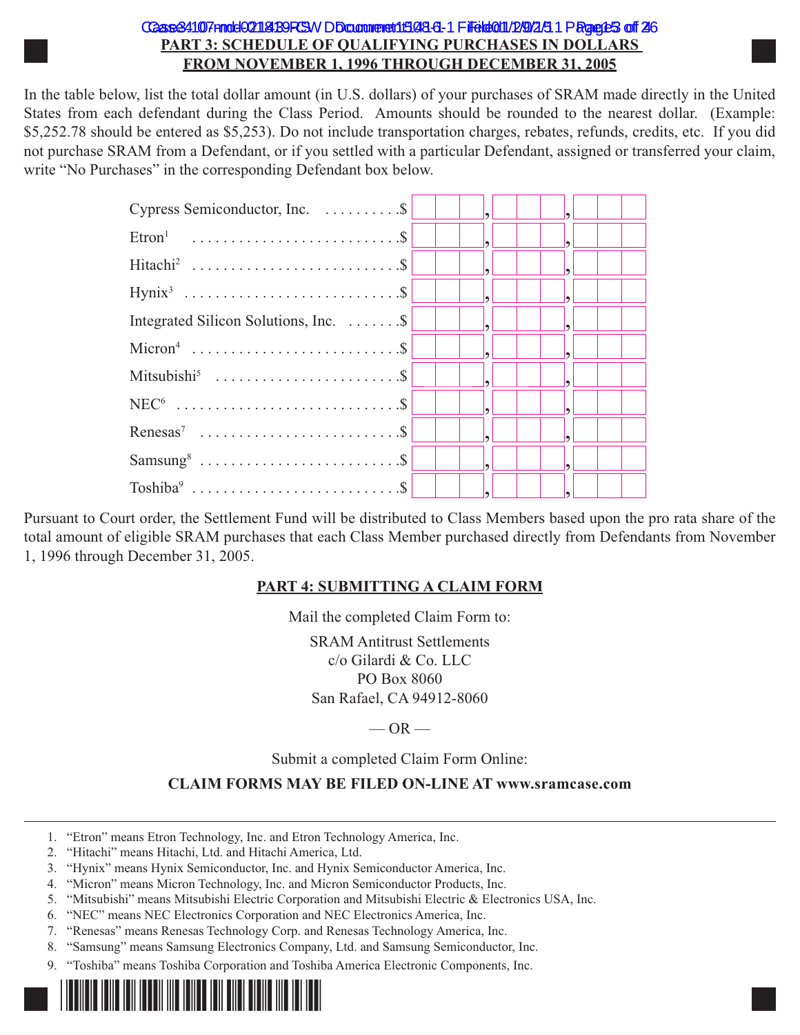## PART 3: SCHEDULE OF QUALIFYING PURCHASES IN DOLLARS FROM NOVEMBER 1, 1996 THROUGH DECEMBER 31, 2005

In the table below, list the total dollar amount (in U.S. dollars) of your purchases of SRAM made directly in the United States from each defendant during the Class Period. Amounts should be rounded to the nearest dollar. (Example: $5,252.78 should be entered as $5,253). Do not include transportation charges, rebates, refunds, credits, etc. If you did not purchase SRAM from a Defendant, or if you settled with a particular Defendant, assigned or transferred your claim, write "No Purchases" in the corresponding Defendant box below.

| Defendant | Amount |
|---|---|
| Cypress Semiconductor, Inc. | $ ___,___,___ |
| Etron[1] | $ ___,___,___ |
| Hitachi[2] | $ ___,___,___ |
| Hynix[3] | $ ___,___,___ |
| Integrated Silicon Solutions, Inc. | $ ___,___,___ |
| Micron[4] | $ ___,___,___ |
| Mitsubishi[5] | $ ___,___,___ |
| NEC[6] | $ ___,___,___ |
| Renesas[7] | $ ___,___,___ |
| Samsung[8] | $ ___,___,___ |
| Toshiba[9] | $ ___,___,___ |

Pursuant to Court order, the Settlement Fund will be distributed to Class Members based upon the pro rata share of the total amount of eligible SRAM purchases that each Class Member purchased directly from Defendants from November 1, 1996 through December 31, 2005.

## PART 4: SUBMITTING A CLAIM FORM

Mail the completed Claim Form to:

SRAM Antitrust Settlements
c/o Gilardi & Co. LLC
PO Box 8060
San Rafael, CA 94912-8060

— OR —

Submit a completed Claim Form Online:

**CLAIM FORMS MAY BE FILED ON-LINE AT www.sramcase.com**

---

1. "Etron" means Etron Technology, Inc. and Etron Technology America, Inc.
2. "Hitachi" means Hitachi, Ltd. and Hitachi America, Ltd.
3. "Hynix" means Hynix Semiconductor, Inc. and Hynix Semiconductor America, Inc.
4. "Micron" means Micron Technology, Inc. and Micron Semiconductor Products, Inc.
5. "Mitsubishi" means Mitsubishi Electric Corporation and Mitsubishi Electric & Electronics USA, Inc.
6. "NEC" means NEC Electronics Corporation and NEC Electronics America, Inc.
7. "Renesas" means Renesas Technology Corp. and Renesas Technology America, Inc.
8. "Samsung" means Samsung Electronics Company, Ltd. and Samsung Semiconductor, Inc.
9. "Toshiba" means Toshiba Corporation and Toshiba America Electronic Components, Inc.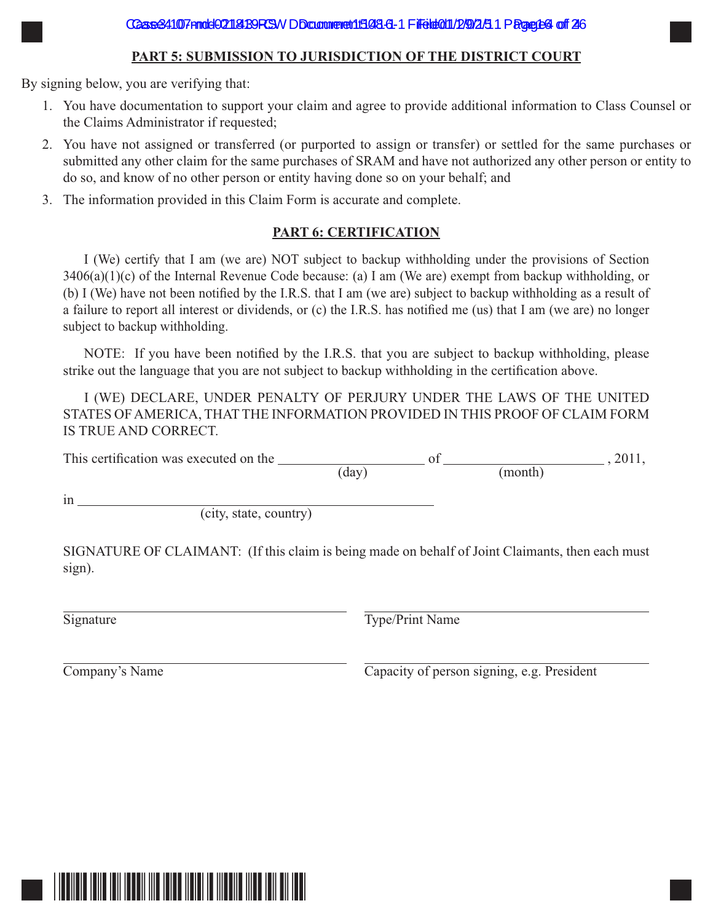## PART 5: SUBMISSION TO JURISDICTION OF THE DISTRICT COURT

By signing below, you are verifying that:

1. You have documentation to support your claim and agree to provide additional information to Class Counsel or the Claims Administrator if requested;
2. You have not assigned or transferred (or purported to assign or transfer) or settled for the same purchases or submitted any other claim for the same purchases of SRAM and have not authorized any other person or entity to do so, and know of no other person or entity having done so on your behalf; and
3. The information provided in this Claim Form is accurate and complete.

## PART 6: CERTIFICATION

I (We) certify that I am (we are) NOT subject to backup withholding under the provisions of Section 3406(a)(1)(c) of the Internal Revenue Code because: (a) I am (We are) exempt from backup withholding, or (b) I (We) have not been notified by the I.R.S. that I am (we are) subject to backup withholding as a result of a failure to report all interest or dividends, or (c) the I.R.S. has notified me (us) that I am (we are) no longer subject to backup withholding.

NOTE: If you have been notified by the I.R.S. that you are subject to backup withholding, please strike out the language that you are not subject to backup withholding in the certification above.

I (WE) DECLARE, UNDER PENALTY OF PERJURY UNDER THE LAWS OF THE UNITED STATES OF AMERICA, THAT THE INFORMATION PROVIDED IN THIS PROOF OF CLAIM FORM IS TRUE AND CORRECT.

This certification was executed on the ____________________ (day) of ______________________ (month), 2011,

in ________________________________________________ (city, state, country)

SIGNATURE OF CLAIMANT: (If this claim is being made on behalf of Joint Claimants, then each must sign).

______________________________ Signature

______________________________ Type/Print Name

______________________________ Company's Name

______________________________ Capacity of person signing, e.g. President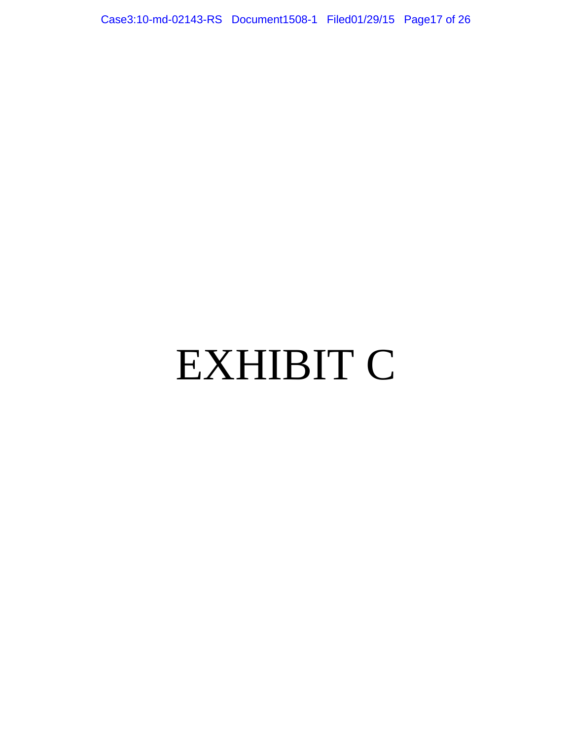# EXHIBIT C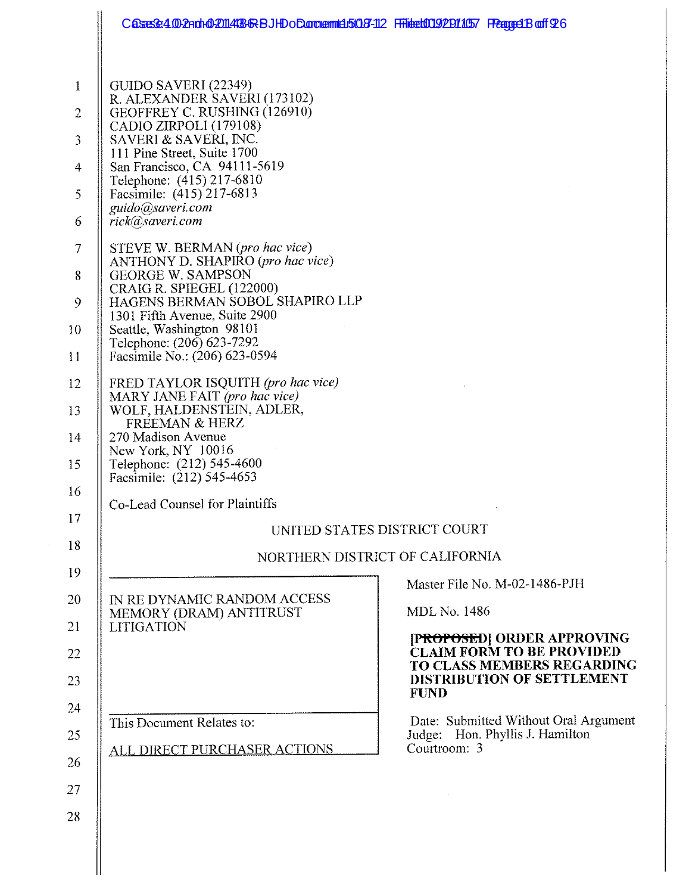GUIDO SAVERI (22349)
R. ALEXANDER SAVERI (173102)
GEOFFREY C. RUSHING (126910)
CADIO ZIRPOLI (179108)
SAVERI & SAVERI, INC.
111 Pine Street, Suite 1700
San Francisco, CA 94111-5619
Telephone: (415) 217-6810
Facsimile: (415) 217-6813
*guido@saveri.com*
*rick@saveri.com*

STEVE W. BERMAN (*pro hac vice*)
ANTHONY D. SHAPIRO (*pro hac vice*)
GEORGE W. SAMPSON
CRAIG R. SPIEGEL (122000)
HAGENS BERMAN SOBOL SHAPIRO LLP
1301 Fifth Avenue, Suite 2900
Seattle, Washington 98101
Telephone: (206) 623-7292
Facsimile No.: (206) 623-0594

FRED TAYLOR ISQUITH (*pro hac vice*)
MARY JANE FAIT (*pro hac vice*)
WOLF, HALDENSTEIN, ADLER, FREEMAN & HERZ
270 Madison Avenue
New York, NY 10016
Telephone: (212) 545-4600
Facsimile: (212) 545-4653

Co-Lead Counsel for Plaintiffs

UNITED STATES DISTRICT COURT

NORTHERN DISTRICT OF CALIFORNIA

IN RE DYNAMIC RANDOM ACCESS MEMORY (DRAM) ANTITRUST LITIGATION

This Document Relates to:

ALL DIRECT PURCHASER ACTIONS

Master File No. M-02-1486-PJH

MDL No. 1486

**~~[PROPOSED]~~ ORDER APPROVING CLAIM FORM TO BE PROVIDED TO CLASS MEMBERS REGARDING DISTRIBUTION OF SETTLEMENT FUND**

Date: Submitted Without Oral Argument
Judge: Hon. Phyllis J. Hamilton
Courtroom: 3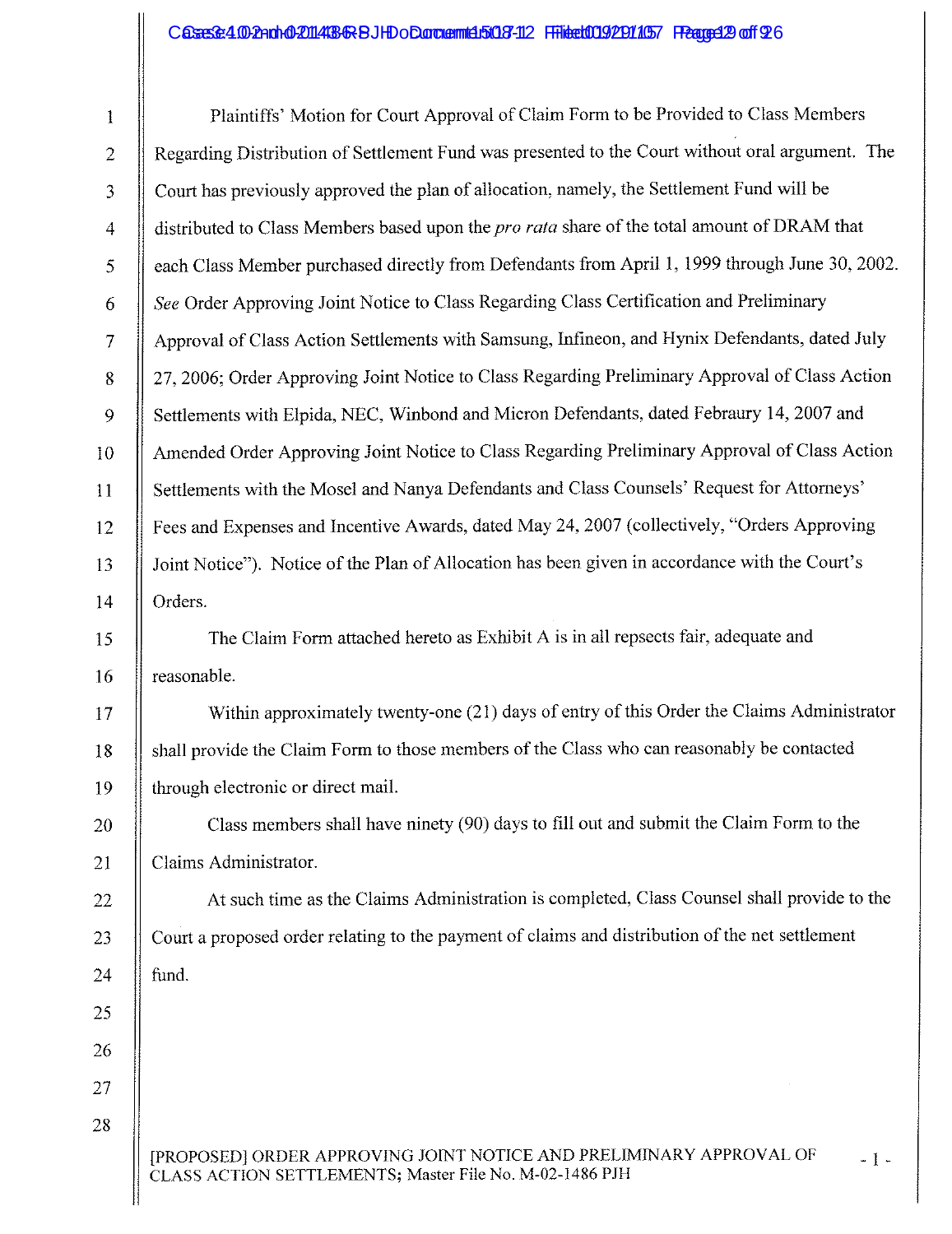Plaintiffs' Motion for Court Approval of Claim Form to be Provided to Class Members Regarding Distribution of Settlement Fund was presented to the Court without oral argument. The Court has previously approved the plan of allocation, namely, the Settlement Fund will be distributed to Class Members based upon the *pro rata* share of the total amount of DRAM that each Class Member purchased directly from Defendants from April 1, 1999 through June 30, 2002. *See* Order Approving Joint Notice to Class Regarding Class Certification and Preliminary Approval of Class Action Settlements with Samsung, Infineon, and Hynix Defendants, dated July 27, 2006; Order Approving Joint Notice to Class Regarding Preliminary Approval of Class Action Settlements with Elpida, NEC, Winbond and Micron Defendants, dated Febraury 14, 2007 and Amended Order Approving Joint Notice to Class Regarding Preliminary Approval of Class Action Settlements with the Mosel and Nanya Defendants and Class Counsels' Request for Attorneys' Fees and Expenses and Incentive Awards, dated May 24, 2007 (collectively, "Orders Approving Joint Notice"). Notice of the Plan of Allocation has been given in accordance with the Court's Orders.

The Claim Form attached hereto as Exhibit A is in all repsects fair, adequate and reasonable.

Within approximately twenty-one (21) days of entry of this Order the Claims Administrator shall provide the Claim Form to those members of the Class who can reasonably be contacted through electronic or direct mail.

Class members shall have ninety (90) days to fill out and submit the Claim Form to the Claims Administrator.

At such time as the Claims Administration is completed, Class Counsel shall provide to the Court a proposed order relating to the payment of claims and distribution of the net settlement fund.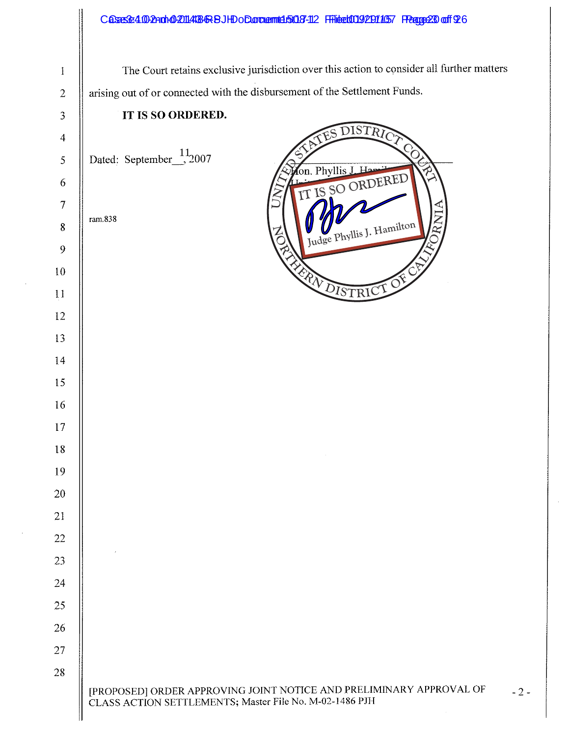The Court retains exclusive jurisdiction over this action to consider all further matters arising out of or connected with the disbursement of the Settlement Funds.

**IT IS SO ORDERED.**

Dated: September 11, 2007

Hon. Phyllis J. Hamilton

IT IS SO ORDERED

Judge Phyllis J. Hamilton

UNITED STATES DISTRICT COURT NORTHERN DISTRICT OF CALIFORNIA

ram.838

[PROPOSED] ORDER APPROVING JOINT NOTICE AND PRELIMINARY APPROVAL OF CLASS ACTION SETTLEMENTS; Master File No. M-02-1486 PJH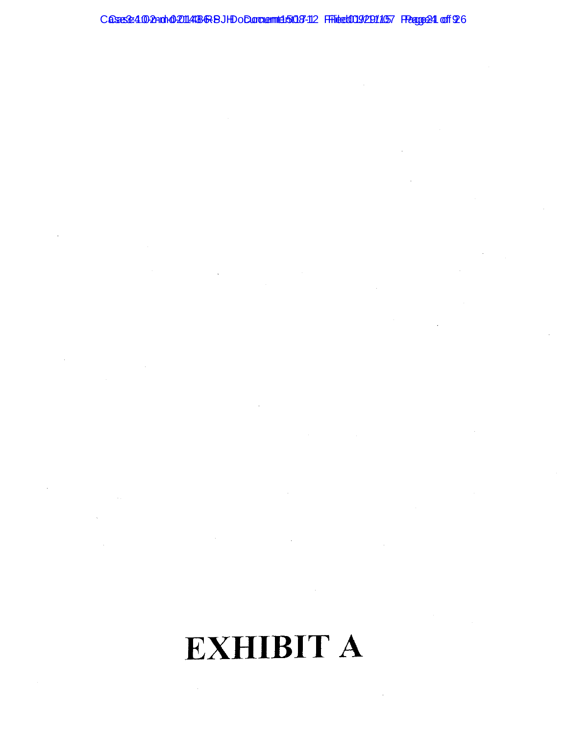# EXHIBIT A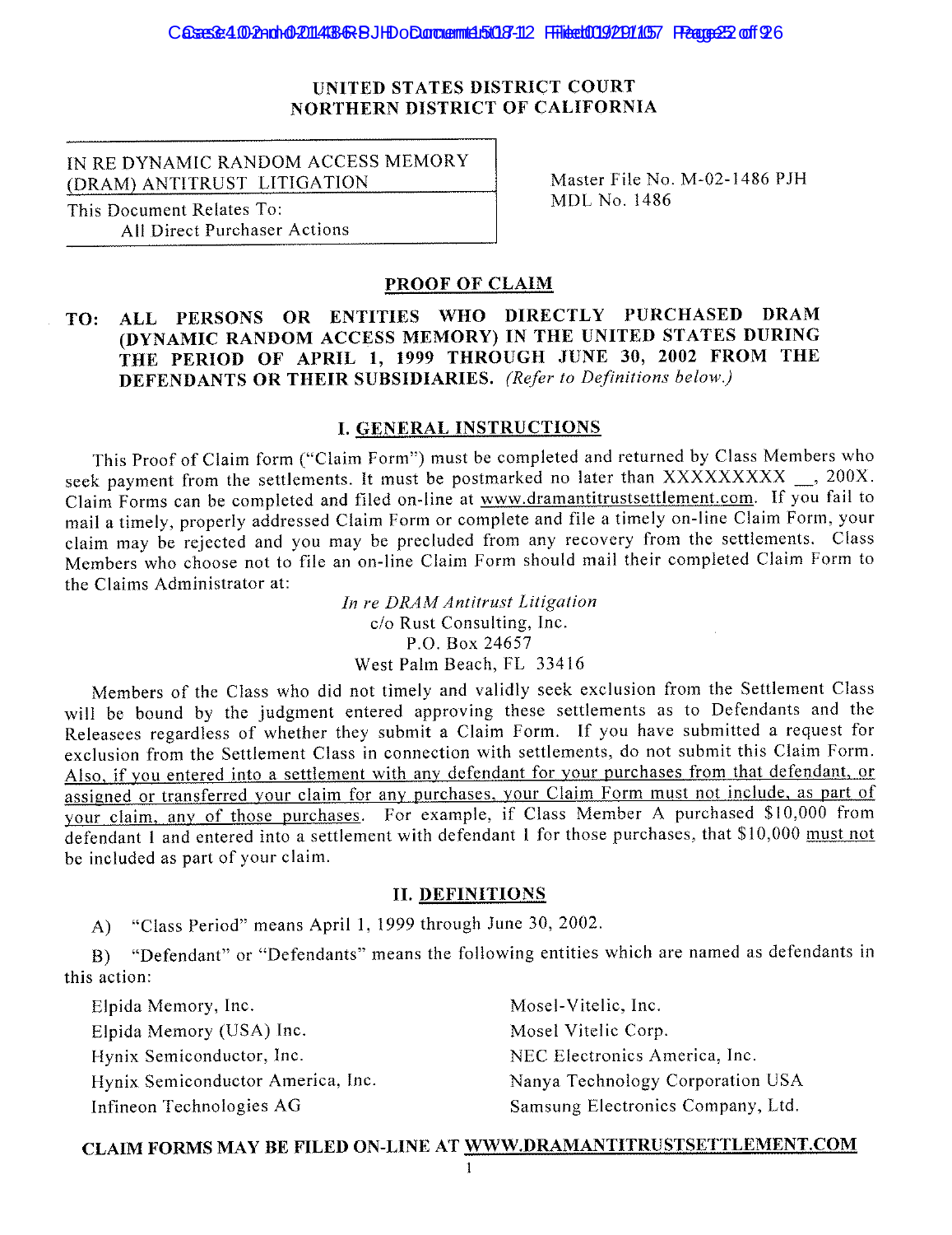UNITED STATES DISTRICT COURT
NORTHERN DISTRICT OF CALIFORNIA

| IN RE DYNAMIC RANDOM ACCESS MEMORY (DRAM) ANTITRUST LITIGATION | Master File No. M-02-1486 PJH |
|---|---|
| This Document Relates To: All Direct Purchaser Actions | MDL No. 1486 |

## PROOF OF CLAIM

**TO: ALL PERSONS OR ENTITIES WHO DIRECTLY PURCHASED DRAM (DYNAMIC RANDOM ACCESS MEMORY) IN THE UNITED STATES DURING THE PERIOD OF APRIL 1, 1999 THROUGH JUNE 30, 2002 FROM THE DEFENDANTS OR THEIR SUBSIDIARIES.** *(Refer to Definitions below.)*

## I. GENERAL INSTRUCTIONS

This Proof of Claim form ("Claim Form") must be completed and returned by Class Members who seek payment from the settlements. It must be postmarked no later than XXXXXXXXX __, 200X. Claim Forms can be completed and filed on-line at www.dramantitrustsettlement.com. If you fail to mail a timely, properly addressed Claim Form or complete and file a timely on-line Claim Form, your claim may be rejected and you may be precluded from any recovery from the settlements. Class Members who choose not to file an on-line Claim Form should mail their completed Claim Form to the Claims Administrator at:

*In re DRAM Antitrust Litigation*
c/o Rust Consulting, Inc.
P.O. Box 24657
West Palm Beach, FL 33416

Members of the Class who did not timely and validly seek exclusion from the Settlement Class will be bound by the judgment entered approving these settlements as to Defendants and the Releasees regardless of whether they submit a Claim Form. If you have submitted a request for exclusion from the Settlement Class in connection with settlements, do not submit this Claim Form. Also, if you entered into a settlement with any defendant for your purchases from that defendant, or assigned or transferred your claim for any purchases, your Claim Form must not include, as part of your claim, any of those purchases. For example, if Class Member A purchased $10,000 from defendant 1 and entered into a settlement with defendant 1 for those purchases, that $10,000 must not be included as part of your claim.

## II. DEFINITIONS

A) "Class Period" means April 1, 1999 through June 30, 2002.

B) "Defendant" or "Defendants" means the following entities which are named as defendants in this action:

- Elpida Memory, Inc.
- Elpida Memory (USA) Inc.
- Hynix Semiconductor, Inc.
- Hynix Semiconductor America, Inc.
- Infineon Technologies AG
- Mosel-Vitelic, Inc.
- Mosel Vitelic Corp.
- NEC Electronics America, Inc.
- Nanya Technology Corporation USA
- Samsung Electronics Company, Ltd.

**CLAIM FORMS MAY BE FILED ON-LINE AT WWW.DRAMANTITRUSTSETTLEMENT.COM**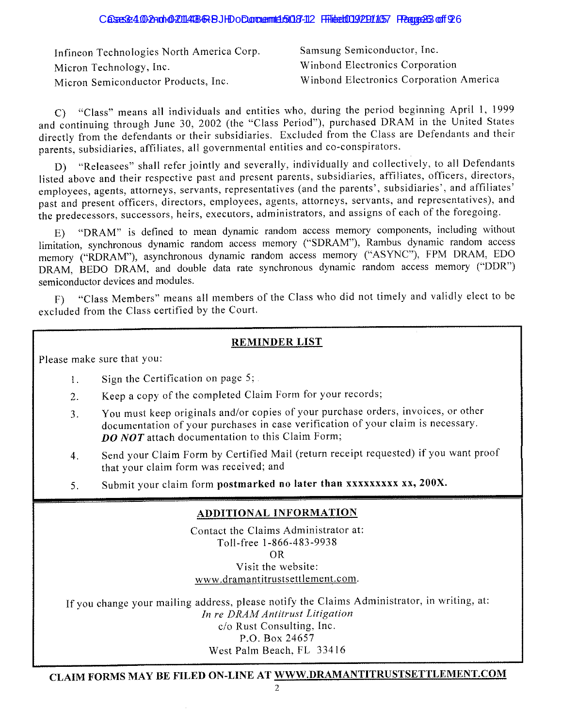Infineon Technologies North America Corp.
Micron Technology, Inc.
Micron Semiconductor Products, Inc.

Samsung Semiconductor, Inc.
Winbond Electronics Corporation
Winbond Electronics Corporation America

C) "Class" means all individuals and entities who, during the period beginning April 1, 1999 and continuing through June 30, 2002 (the "Class Period"), purchased DRAM in the United States directly from the defendants or their subsidiaries. Excluded from the Class are Defendants and their parents, subsidiaries, affiliates, all governmental entities and co-conspirators.

D) "Releasees" shall refer jointly and severally, individually and collectively, to all Defendants listed above and their respective past and present parents, subsidiaries, affiliates, officers, directors, employees, agents, attorneys, servants, representatives (and the parents', subsidiaries', and affiliates' past and present officers, directors, employees, agents, attorneys, servants, and representatives), and the predecessors, successors, heirs, executors, administrators, and assigns of each of the foregoing.

E) "DRAM" is defined to mean dynamic random access memory components, including without limitation, synchronous dynamic random access memory ("SDRAM"), Rambus dynamic random access memory ("RDRAM"), asynchronous dynamic random access memory ("ASYNC"), FPM DRAM, EDO DRAM, BEDO DRAM, and double data rate synchronous dynamic random access memory ("DDR") semiconductor devices and modules.

F) "Class Members" means all members of the Class who did not timely and validly elect to be excluded from the Class certified by the Court.

## REMINDER LIST

Please make sure that you:

1. Sign the Certification on page 5;
2. Keep a copy of the completed Claim Form for your records;
3. You must keep originals and/or copies of your purchase orders, invoices, or other documentation of your purchases in case verification of your claim is necessary. ***DO NOT*** attach documentation to this Claim Form;
4. Send your Claim Form by Certified Mail (return receipt requested) if you want proof that your claim form was received; and
5. Submit your claim form **postmarked no later than xxxxxxxxx xx, 200X.**

## ADDITIONAL INFORMATION

Contact the Claims Administrator at:
Toll-free 1-866-483-9938
OR
Visit the website:
www.dramantitrustsettlement.com.

If you change your mailing address, please notify the Claims Administrator, in writing, at:
*In re DRAM Antitrust Litigation*
c/o Rust Consulting, Inc.
P.O. Box 24657
West Palm Beach, FL 33416

**CLAIM FORMS MAY BE FILED ON-LINE AT WWW.DRAMANTITRUSTSETTLEMENT.COM**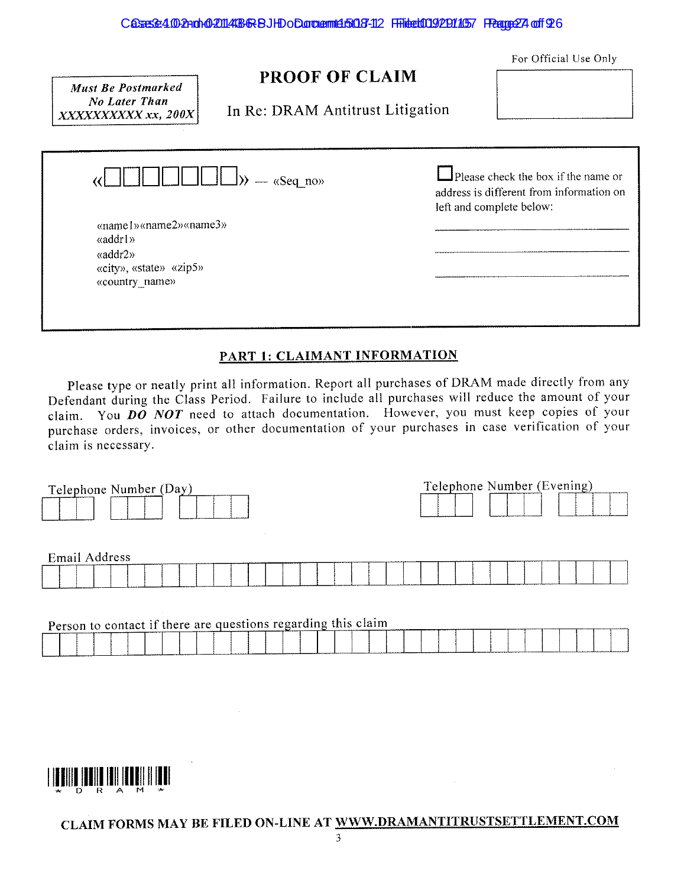| Must Be Postmarked No Later Than XXXXXXXXXX xx, 200X |
|---|

# PROOF OF CLAIM

In Re: DRAM Antitrust Litigation

For Official Use Only

«☐☐☐☐☐☐☐» — «Seq_no»

«name1»«name2»«name3»
«addr1»
«addr2»
«city», «state» «zip5»
«country_name»

☐ Please check the box if the name or address is different from information on left and complete below:

______________________________

______________________________

______________________________

## PART 1: CLAIMANT INFORMATION

Please type or neatly print all information. Report all purchases of DRAM made directly from any Defendant during the Class Period. Failure to include all purchases will reduce the amount of your claim. You ***DO NOT*** need to attach documentation. However, you must keep copies of your purchase orders, invoices, or other documentation of your purchases in case verification of your claim is necessary.

Telephone Number (Day)

Telephone Number (Evening)

Email Address

Person to contact if there are questions regarding this claim

\*DRAM\*

CLAIM FORMS MAY BE FILED ON-LINE AT WWW.DRAMANTITRUSTSETTLEMENT.COM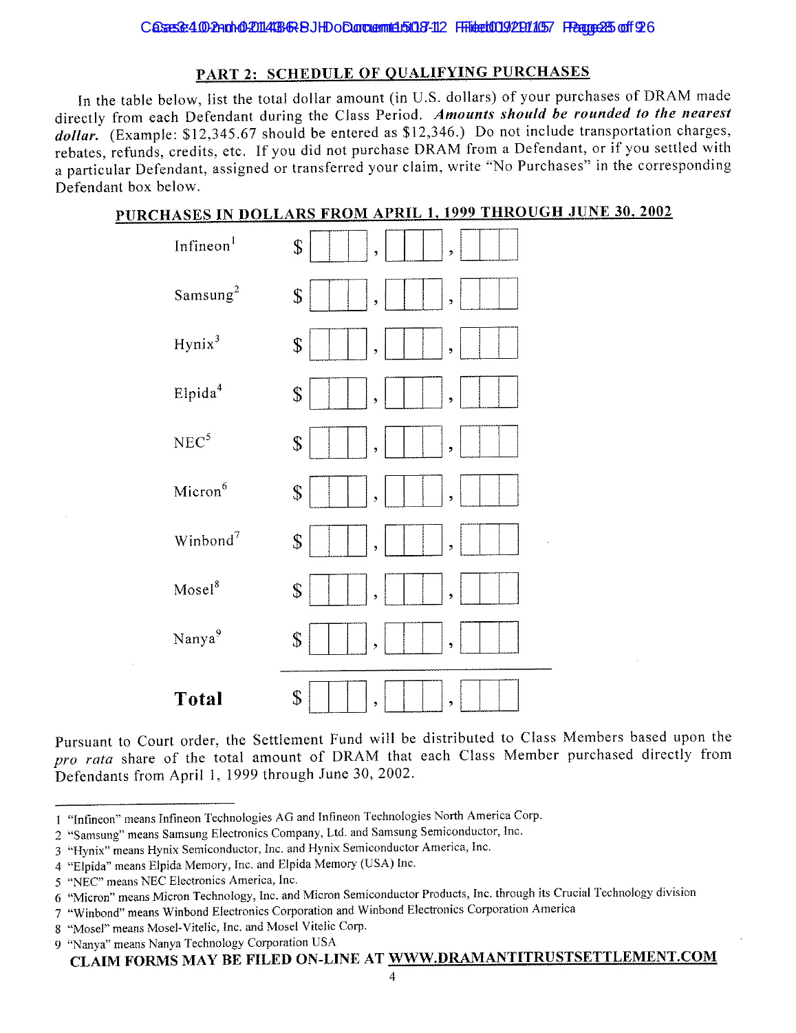## PART 2: SCHEDULE OF QUALIFYING PURCHASES

In the table below, list the total dollar amount (in U.S. dollars) of your purchases of DRAM made directly from each Defendant during the Class Period. ***Amounts should be rounded to the nearest dollar.*** (Example: $12,345.67 should be entered as $12,346.) Do not include transportation charges, rebates, refunds, credits, etc. If you did not purchase DRAM from a Defendant, or if you settled with a particular Defendant, assigned or transferred your claim, write "No Purchases" in the corresponding Defendant box below.

**PURCHASES IN DOLLARS FROM APRIL 1, 1999 THROUGH JUNE 30, 2002**

| Defendant | Amount |
|---|---|
| Infineon[1] | $ ___,___,___ |
| Samsung[2] | $ ___,___,___ |
| Hynix[3] | $ ___,___,___ |
| Elpida[4] | $ ___,___,___ |
| NEC[5] | $ ___,___,___ |
| Micron[6] | $ ___,___,___ |
| Winbond[7] | $ ___,___,___ |
| Mosel[8] | $ ___,___,___ |
| Nanya[9] | $ ___,___,___ |
| **Total** | $ ___,___,___ |

Pursuant to Court order, the Settlement Fund will be distributed to Class Members based upon the *pro rata* share of the total amount of DRAM that each Class Member purchased directly from Defendants from April 1, 1999 through June 30, 2002.

---

1 "Infineon" means Infineon Technologies AG and Infineon Technologies North America Corp.
2 "Samsung" means Samsung Electronics Company, Ltd. and Samsung Semiconductor, Inc.
3 "Hynix" means Hynix Semiconductor, Inc. and Hynix Semiconductor America, Inc.
4 "Elpida" means Elpida Memory, Inc. and Elpida Memory (USA) Inc.
5 "NEC" means NEC Electronics America, Inc.
6 "Micron" means Micron Technology, Inc. and Micron Semiconductor Products, Inc. through its Crucial Technology division
7 "Winbond" means Winbond Electronics Corporation and Winbond Electronics Corporation America
8 "Mosel" means Mosel-Vitelic, Inc. and Mosel Vitelic Corp.
9 "Nanya" means Nanya Technology Corporation USA

**CLAIM FORMS MAY BE FILED ON-LINE AT WWW.DRAMANTITRUSTSETTLEMENT.COM**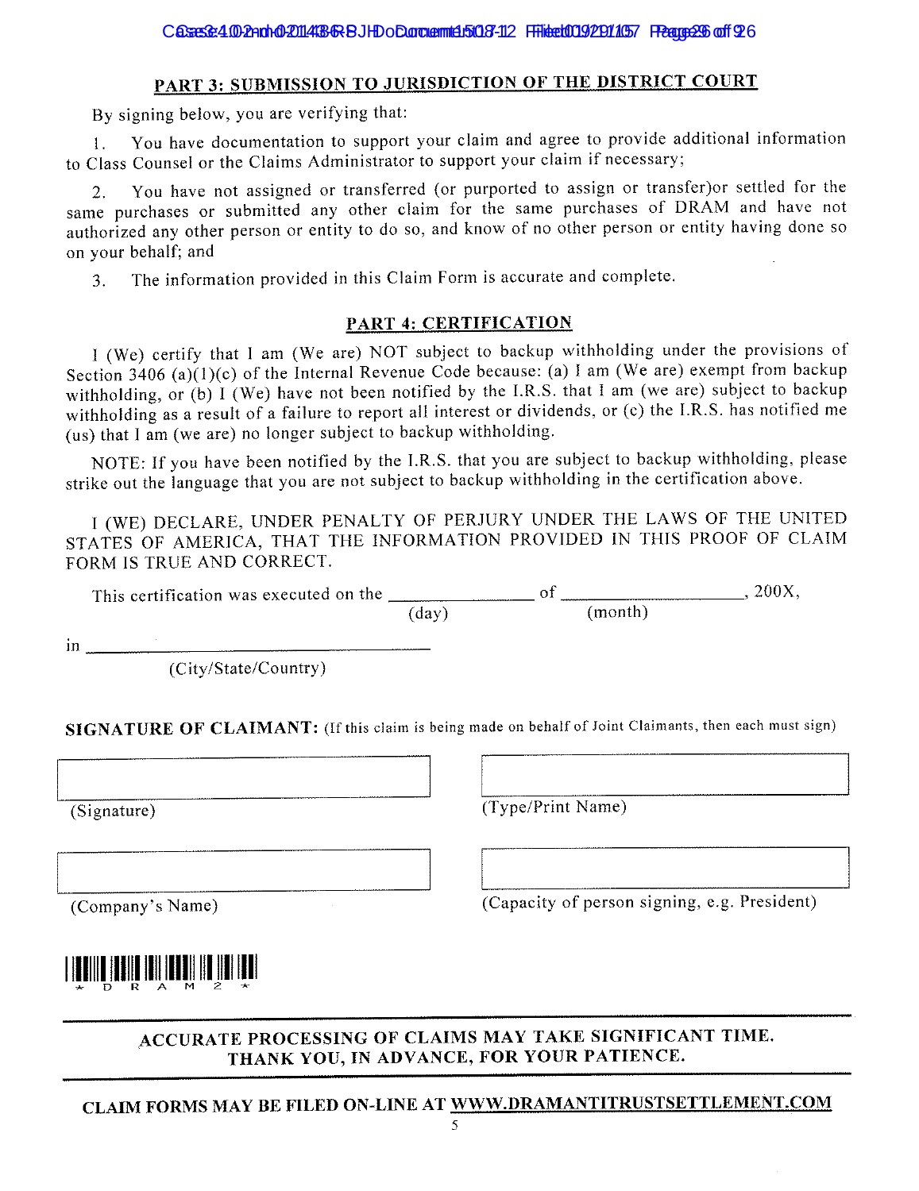## PART 3: SUBMISSION TO JURISDICTION OF THE DISTRICT COURT

By signing below, you are verifying that:

1. You have documentation to support your claim and agree to provide additional information to Class Counsel or the Claims Administrator to support your claim if necessary;

2. You have not assigned or transferred (or purported to assign or transfer)or settled for the same purchases or submitted any other claim for the same purchases of DRAM and have not authorized any other person or entity to do so, and know of no other person or entity having done so on your behalf; and

3. The information provided in this Claim Form is accurate and complete.

## PART 4: CERTIFICATION

I (We) certify that I am (We are) NOT subject to backup withholding under the provisions of Section 3406 (a)(1)(c) of the Internal Revenue Code because: (a) I am (We are) exempt from backup withholding, or (b) I (We) have not been notified by the I.R.S. that I am (we are) subject to backup withholding as a result of a failure to report all interest or dividends, or (c) the I.R.S. has notified me (us) that I am (we are) no longer subject to backup withholding.

NOTE: If you have been notified by the I.R.S. that you are subject to backup withholding, please strike out the language that you are not subject to backup withholding in the certification above.

I (WE) DECLARE, UNDER PENALTY OF PERJURY UNDER THE LAWS OF THE UNITED STATES OF AMERICA, THAT THE INFORMATION PROVIDED IN THIS PROOF OF CLAIM FORM IS TRUE AND CORRECT.

This certification was executed on the _______________ (day) of ____________________ (month), 200X,

in ________________________________ (City/State/Country)

**SIGNATURE OF CLAIMANT:** (If this claim is being made on behalf of Joint Claimants, then each must sign)

| | |
|---|---|
| (Signature) | (Type/Print Name) |
| (Company's Name) | (Capacity of person signing, e.g. President) |

*DRAM2*

**ACCURATE PROCESSING OF CLAIMS MAY TAKE SIGNIFICANT TIME.**
**THANK YOU, IN ADVANCE, FOR YOUR PATIENCE.**

**CLAIM FORMS MAY BE FILED ON-LINE AT WWW.DRAMANTITRUSTSETTLEMENT.COM**